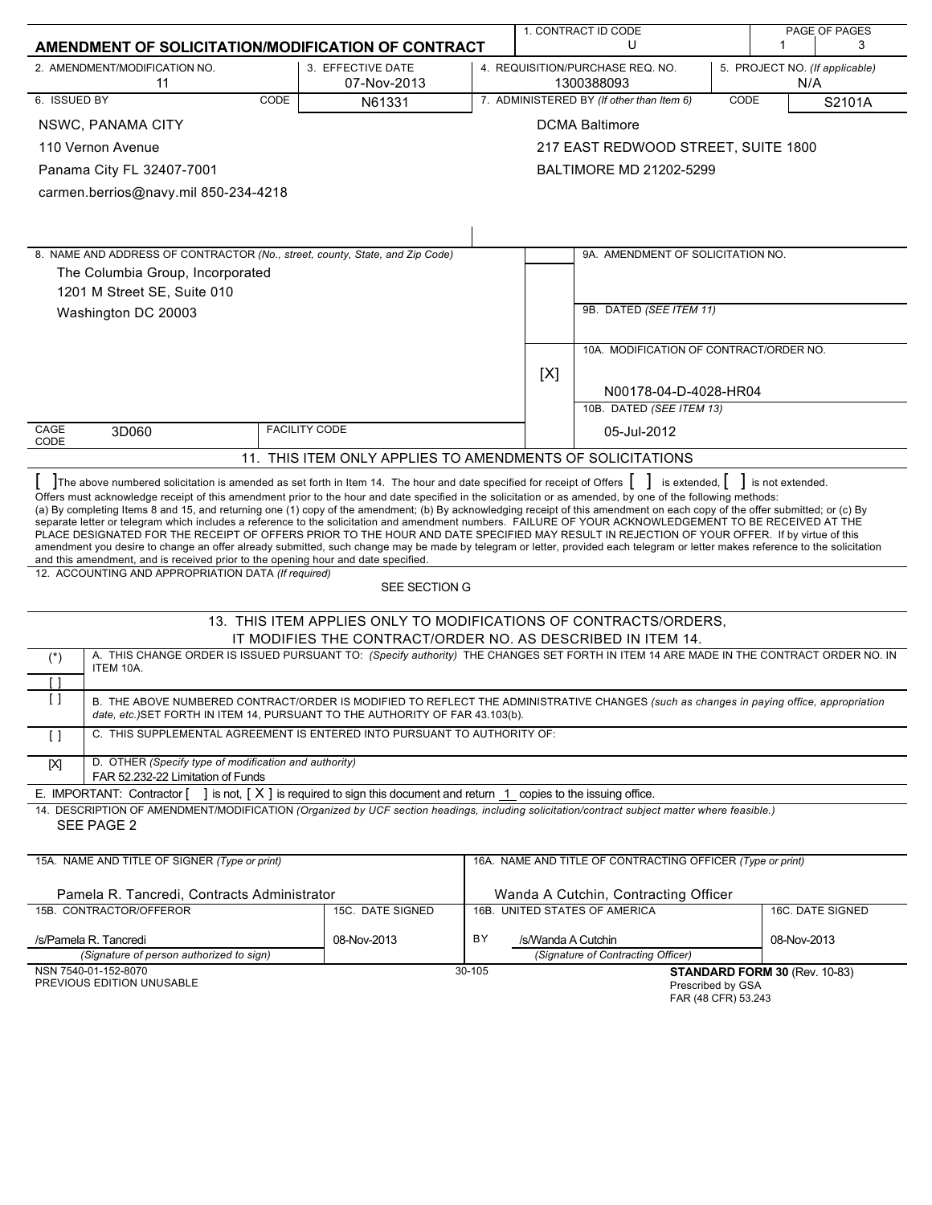# AMENDMENT OF SOLICITATION/MODIFICATION OF CONTRACT

| 1. CONTRACT ID CODE | PAGE OF PAGES |
|---|---|
| U | 1 3 |

| 2. AMENDMENT/MODIFICATION NO. | 3. EFFECTIVE DATE | 4. REQUISITION/PURCHASE REQ. NO. | 5. PROJECT NO. (If applicable) |
|---|---|---|---|
| 11 | 07-Nov-2013 | 1300388093 | N/A |

| 6. ISSUED BY | CODE N61331 | 7. ADMINISTERED BY (If other than Item 6) | CODE S2101A |
|---|---|---|---|
| NSWC, PANAMA CITY<br>110 Vernon Avenue<br>Panama City FL 32407-7001<br>carmen.berrios@navy.mil 850-234-4218 | | DCMA Baltimore<br>217 EAST REDWOOD STREET, SUITE 1800<br>BALTIMORE MD 21202-5299 | |

8. NAME AND ADDRESS OF CONTRACTOR (No., street, county, State, and Zip Code)

The Columbia Group, Incorporated
1201 M Street SE, Suite 010
Washington DC 20003

CAGE CODE: 3D060 FACILITY CODE:

9A. AMENDMENT OF SOLICITATION NO.

9B. DATED (SEE ITEM 11)

[X] 10A. MODIFICATION OF CONTRACT/ORDER NO.
N00178-04-D-4028-HR04

10B. DATED (SEE ITEM 13)
05-Jul-2012

## 11. THIS ITEM ONLY APPLIES TO AMENDMENTS OF SOLICITATIONS

[ ] The above numbered solicitation is amended as set forth in Item 14. The hour and date specified for receipt of Offers [ ] is extended, [ ] is not extended.
Offers must acknowledge receipt of this amendment prior to the hour and date specified in the solicitation or as amended, by one of the following methods:
(a) By completing Items 8 and 15, and returning one (1) copy of the amendment; (b) By acknowledging receipt of this amendment on each copy of the offer submitted; or (c) By separate letter or telegram which includes a reference to the solicitation and amendment numbers. FAILURE OF YOUR ACKNOWLEDGEMENT TO BE RECEIVED AT THE PLACE DESIGNATED FOR THE RECEIPT OF OFFERS PRIOR TO THE HOUR AND DATE SPECIFIED MAY RESULT IN REJECTION OF YOUR OFFER. If by virtue of this amendment you desire to change an offer already submitted, such change may be made by telegram or letter, provided each telegram or letter makes reference to the solicitation and this amendment, and is received prior to the opening hour and date specified.

12. ACCOUNTING AND APPROPRIATION DATA (If required)
SEE SECTION G

## 13. THIS ITEM APPLIES ONLY TO MODIFICATIONS OF CONTRACTS/ORDERS, IT MODIFIES THE CONTRACT/ORDER NO. AS DESCRIBED IN ITEM 14.

(*) A. THIS CHANGE ORDER IS ISSUED PURSUANT TO: (Specify authority) THE CHANGES SET FORTH IN ITEM 14 ARE MADE IN THE CONTRACT ORDER NO. IN ITEM 10A.

[ ]

[ ] B. THE ABOVE NUMBERED CONTRACT/ORDER IS MODIFIED TO REFLECT THE ADMINISTRATIVE CHANGES (such as changes in paying office, appropriation date, etc.) SET FORTH IN ITEM 14, PURSUANT TO THE AUTHORITY OF FAR 43.103(b).

[ ] C. THIS SUPPLEMENTAL AGREEMENT IS ENTERED INTO PURSUANT TO AUTHORITY OF:

[X] D. OTHER (Specify type of modification and authority)
FAR 52.232-22 Limitation of Funds

E. IMPORTANT: Contractor [ ] is not, [ X ] is required to sign this document and return 1 copies to the issuing office.

14. DESCRIPTION OF AMENDMENT/MODIFICATION (Organized by UCF section headings, including solicitation/contract subject matter where feasible.)
SEE PAGE 2

| 15A. NAME AND TITLE OF SIGNER (Type or print) | | 16A. NAME AND TITLE OF CONTRACTING OFFICER (Type or print) | |
|---|---|---|---|
| Pamela R. Tancredi, Contracts Administrator | | Wanda A Cutchin, Contracting Officer | |
| 15B. CONTRACTOR/OFFEROR | 15C. DATE SIGNED | 16B. UNITED STATES OF AMERICA | 16C. DATE SIGNED |
| /s/Pamela R. Tancredi | 08-Nov-2013 | BY /s/Wanda A Cutchin | 08-Nov-2013 |
| (Signature of person authorized to sign) | | (Signature of Contracting Officer) | |

NSN 7540-01-152-8070
PREVIOUS EDITION UNUSABLE
30-105
STANDARD FORM 30 (Rev. 10-83)
Prescribed by GSA
FAR (48 CFR) 53.243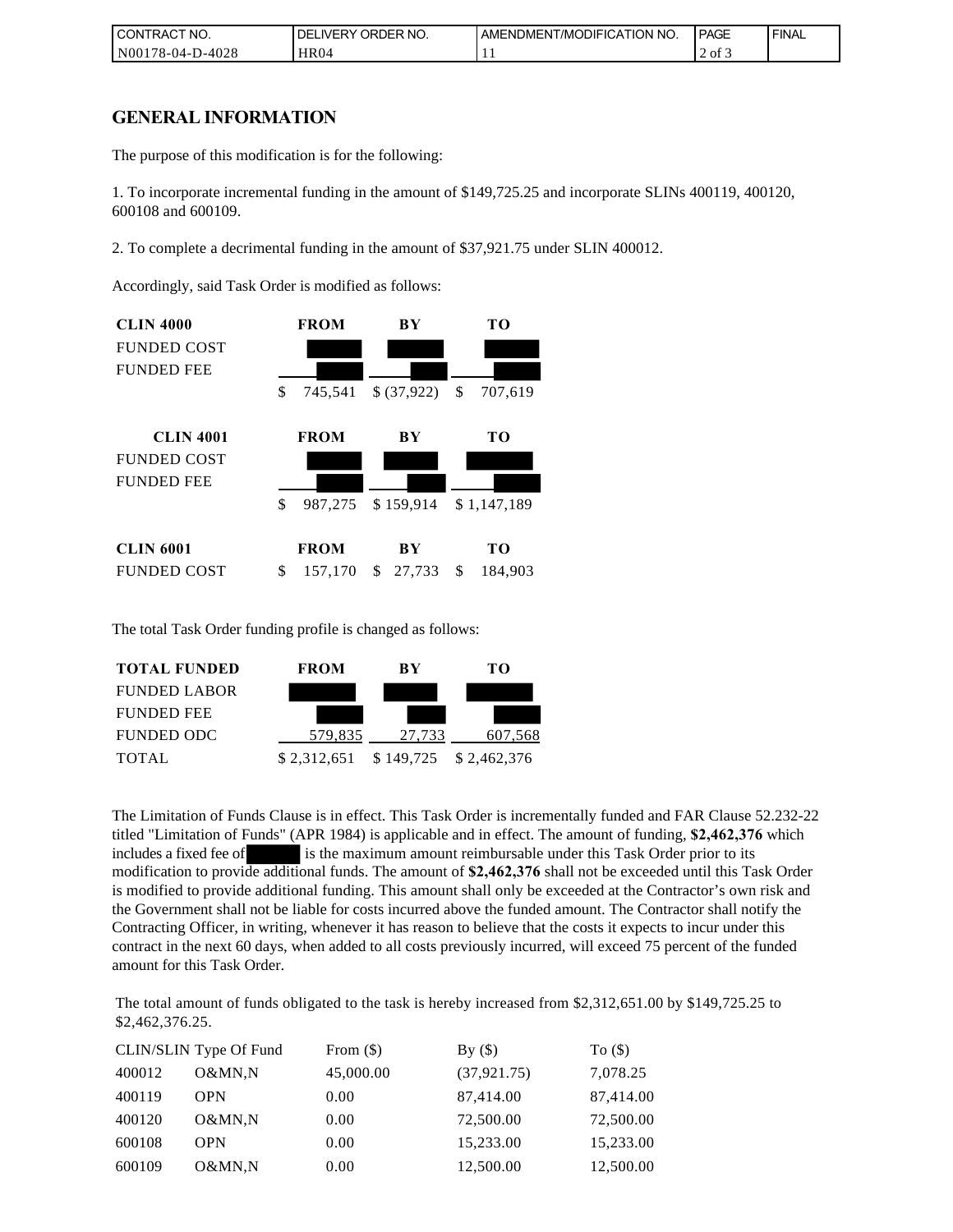| CONTRACT NO. | DELIVERY ORDER NO. | AMENDMENT/MODIFICATION NO. | PAGE | FINAL |
|---|---|---|---|---|
| N00178-04-D-4028 | HR04 | 11 | 2 of 3 | |

## GENERAL INFORMATION

The purpose of this modification is for the following:

1. To incorporate incremental funding in the amount of $149,725.25 and incorporate SLINs 400119, 400120, 600108 and 600109.

2. To complete a decrimental funding in the amount of $37,921.75 under SLIN 400012.

Accordingly, said Task Order is modified as follows:

| CLIN 4000 | FROM | BY | TO |
|---|---|---|---|
| FUNDED COST | | | |
| FUNDED FEE | | | |
| | $ 745,541 | $ (37,922) | $ 707,619 |

| CLIN 4001 | FROM | BY | TO |
|---|---|---|---|
| FUNDED COST | | | |
| FUNDED FEE | | | |
| | $ 987,275 | $ 159,914 | $ 1,147,189 |

| CLIN 6001 | FROM | BY | TO |
|---|---|---|---|
| FUNDED COST | $ 157,170 | $ 27,733 | $ 184,903 |

The total Task Order funding profile is changed as follows:

| TOTAL FUNDED | FROM | BY | TO |
|---|---|---|---|
| FUNDED LABOR | | | |
| FUNDED FEE | | | |
| FUNDED ODC | 579,835 | 27,733 | 607,568 |
| TOTAL | $ 2,312,651 | $ 149,725 | $ 2,462,376 |

The Limitation of Funds Clause is in effect. This Task Order is incrementally funded and FAR Clause 52.232-22 titled "Limitation of Funds" (APR 1984) is applicable and in effect. The amount of funding, **$2,462,376** which includes a fixed fee of ______ is the maximum amount reimbursable under this Task Order prior to its modification to provide additional funds. The amount of **$2,462,376** shall not be exceeded until this Task Order is modified to provide additional funding. This amount shall only be exceeded at the Contractor's own risk and the Government shall not be liable for costs incurred above the funded amount. The Contractor shall notify the Contracting Officer, in writing, whenever it has reason to believe that the costs it expects to incur under this contract in the next 60 days, when added to all costs previously incurred, will exceed 75 percent of the funded amount for this Task Order.

The total amount of funds obligated to the task is hereby increased from $2,312,651.00 by $149,725.25 to $2,462,376.25.

| CLIN/SLIN | Type Of Fund | From ($) | By ($) | To ($) |
|---|---|---|---|---|
| 400012 | O&MN,N | 45,000.00 | (37,921.75) | 7,078.25 |
| 400119 | OPN | 0.00 | 87,414.00 | 87,414.00 |
| 400120 | O&MN,N | 0.00 | 72,500.00 | 72,500.00 |
| 600108 | OPN | 0.00 | 15,233.00 | 15,233.00 |
| 600109 | O&MN,N | 0.00 | 12,500.00 | 12,500.00 |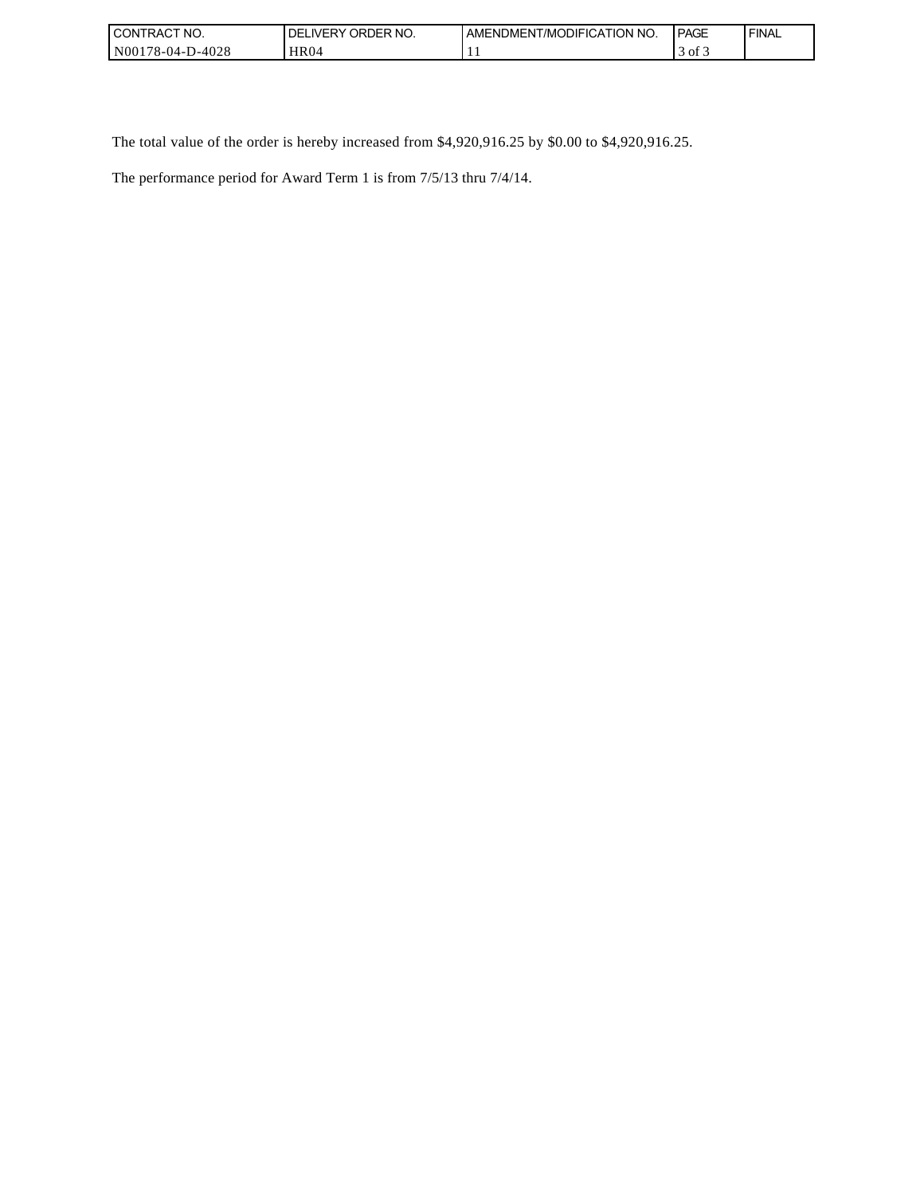The total value of the order is hereby increased from $4,920,916.25 by $0.00 to $4,920,916.25.

The performance period for Award Term 1 is from 7/5/13 thru 7/4/14.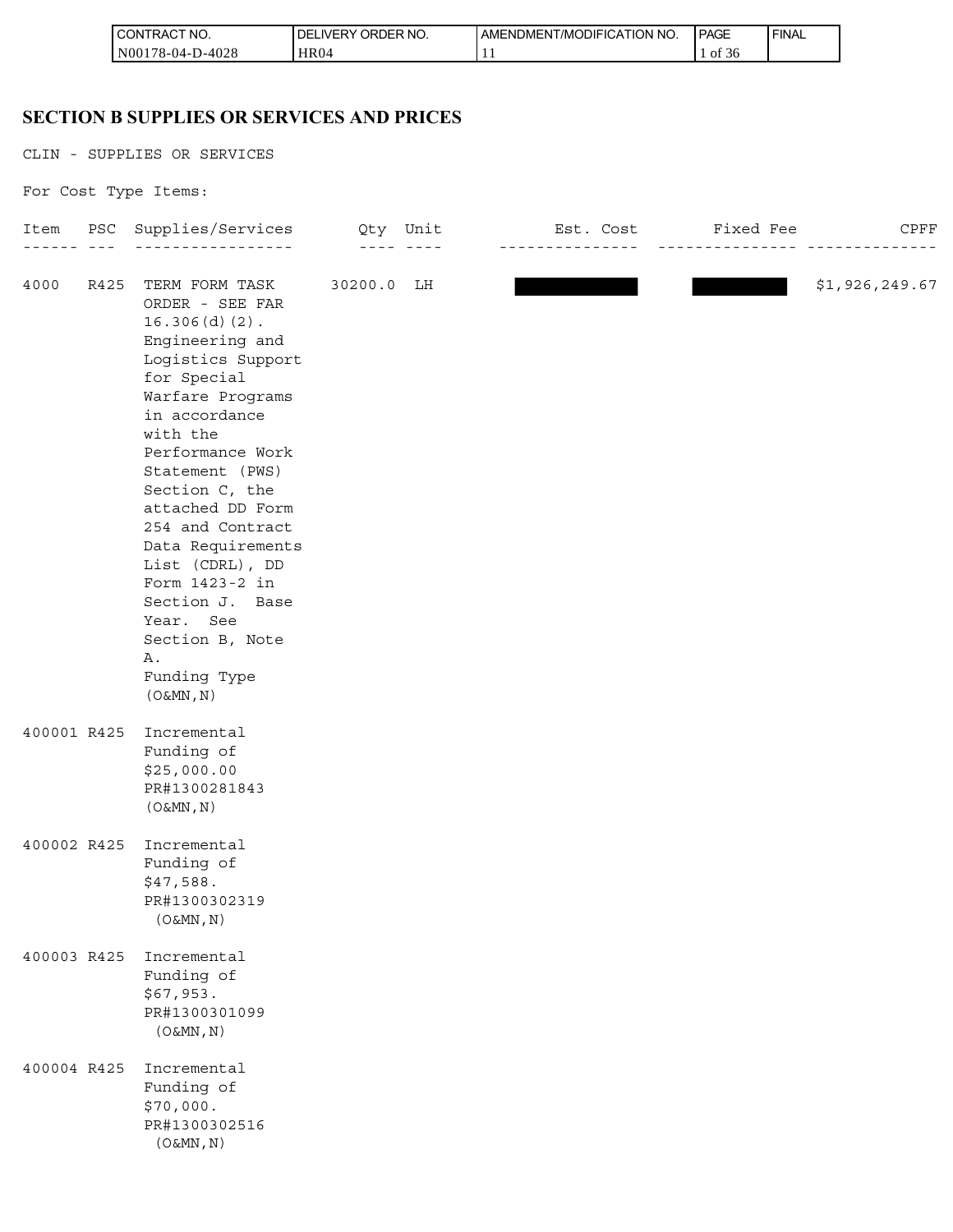| CONTRACT NO. | DELIVERY ORDER NO. | AMENDMENT/MODIFICATION NO. | PAGE | FINAL |
| --- | --- | --- | --- | --- |
| N00178-04-D-4028 | HR04 | 11 | 1 of 36 | |

## SECTION B SUPPLIES OR SERVICES AND PRICES

CLIN - SUPPLIES OR SERVICES

For Cost Type Items:

| Item | PSC | Supplies/Services | Qty | Unit | Est. Cost | Fixed Fee | CPFF |
| --- | --- | --- | --- | --- | --- | --- | --- |
| 4000 | R425 | TERM FORM TASK ORDER - SEE FAR 16.306(d)(2). Engineering and Logistics Support for Special Warfare Programs in accordance with the Performance Work Statement (PWS) Section C, the attached DD Form 254 and Contract Data Requirements List (CDRL), DD Form 1423-2 in Section J. Base Year. See Section B, Note A. Funding Type (O&MN,N) | 30200.0 | LH | [REDACTED] | [REDACTED] | $1,926,249.67 |
| 400001 | R425 | Incremental Funding of $25,000.00 PR#1300281843 (O&MN,N) | | | | | |
| 400002 | R425 | Incremental Funding of $47,588. PR#1300302319 (O&MN,N) | | | | | |
| 400003 | R425 | Incremental Funding of $67,953. PR#1300301099 (O&MN,N) | | | | | |
| 400004 | R425 | Incremental Funding of $70,000. PR#1300302516 (O&MN,N) | | | | | |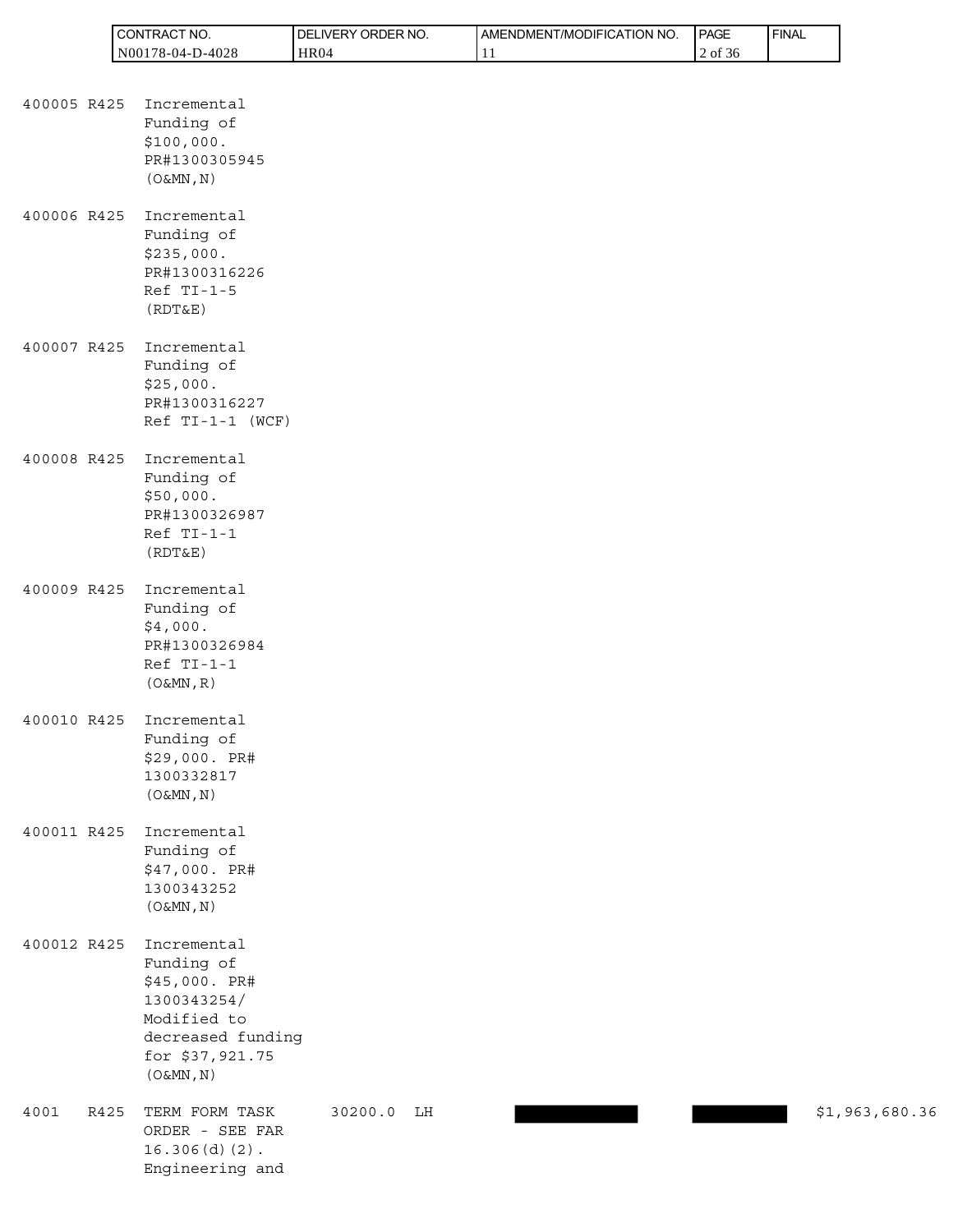| CONTRACT NO. | DELIVERY ORDER NO. | AMENDMENT/MODIFICATION NO. | PAGE | FINAL |
| --- | --- | --- | --- | --- |
| N00178-04-D-4028 | HR04 | 11 | 2 of 36 | |

| ITEM | PSC | SUPPLIES/SERVICES | QTY | UNIT | UNIT PRICE | | AMOUNT |
| --- | --- | --- | --- | --- | --- | --- | --- |
| 400005 | R425 | Incremental Funding of $100,000. PR#1300305945 (O&MN,N) | | | | | |
| 400006 | R425 | Incremental Funding of $235,000. PR#1300316226 Ref TI-1-5 (RDT&E) | | | | | |
| 400007 | R425 | Incremental Funding of $25,000. PR#1300316227 Ref TI-1-1 (WCF) | | | | | |
| 400008 | R425 | Incremental Funding of $50,000. PR#1300326987 Ref TI-1-1 (RDT&E) | | | | | |
| 400009 | R425 | Incremental Funding of $4,000. PR#1300326984 Ref TI-1-1 (O&MN,R) | | | | | |
| 400010 | R425 | Incremental Funding of $29,000. PR# 1300332817 (O&MN,N) | | | | | |
| 400011 | R425 | Incremental Funding of $47,000. PR# 1300343252 (O&MN,N) | | | | | |
| 400012 | R425 | Incremental Funding of $45,000. PR# 1300343254/ Modified to decreased funding for $37,921.75 (O&MN,N) | | | | | |
| 4001 | R425 | TERM FORM TASK ORDER - SEE FAR 16.306(d)(2). Engineering and | 30200.0 | LH | [REDACTED] | [REDACTED] | $1,963,680.36 |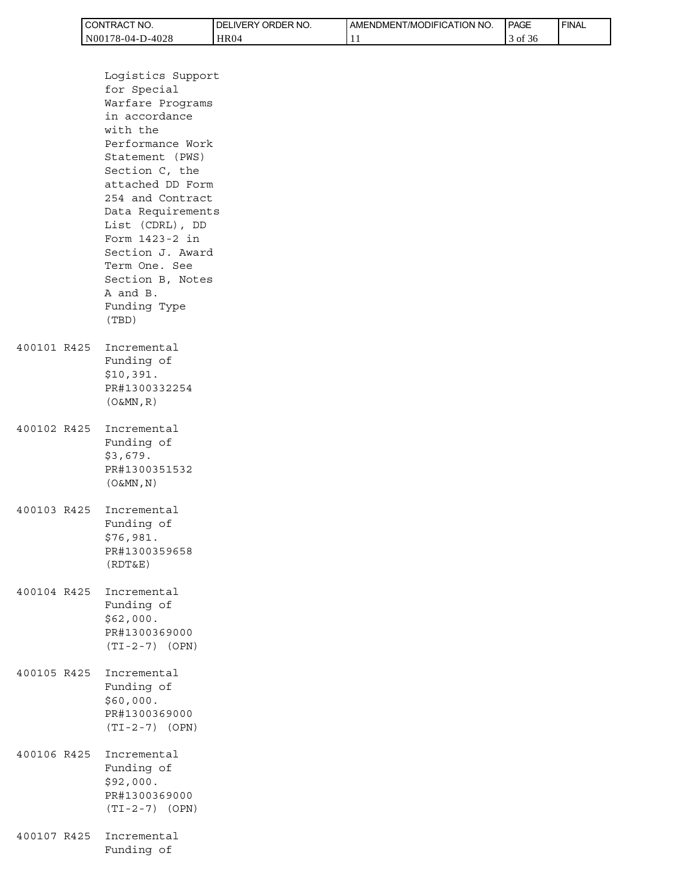Logistics Support for Special Warfare Programs in accordance with the Performance Work Statement (PWS) Section C, the attached DD Form 254 and Contract Data Requirements List (CDRL), DD Form 1423-2 in Section J. Award Term One. See Section B, Notes A and B.
Funding Type (TBD)

400101 R425 Incremental Funding of $10,391. PR#1300332254 (O&MN,R)

400102 R425 Incremental Funding of $3,679. PR#1300351532 (O&MN,N)

400103 R425 Incremental Funding of $76,981. PR#1300359658 (RDT&E)

400104 R425 Incremental Funding of $62,000. PR#1300369000 (TI-2-7) (OPN)

400105 R425 Incremental Funding of $60,000. PR#1300369000 (TI-2-7) (OPN)

400106 R425 Incremental Funding of $92,000. PR#1300369000 (TI-2-7) (OPN)

400107 R425 Incremental Funding of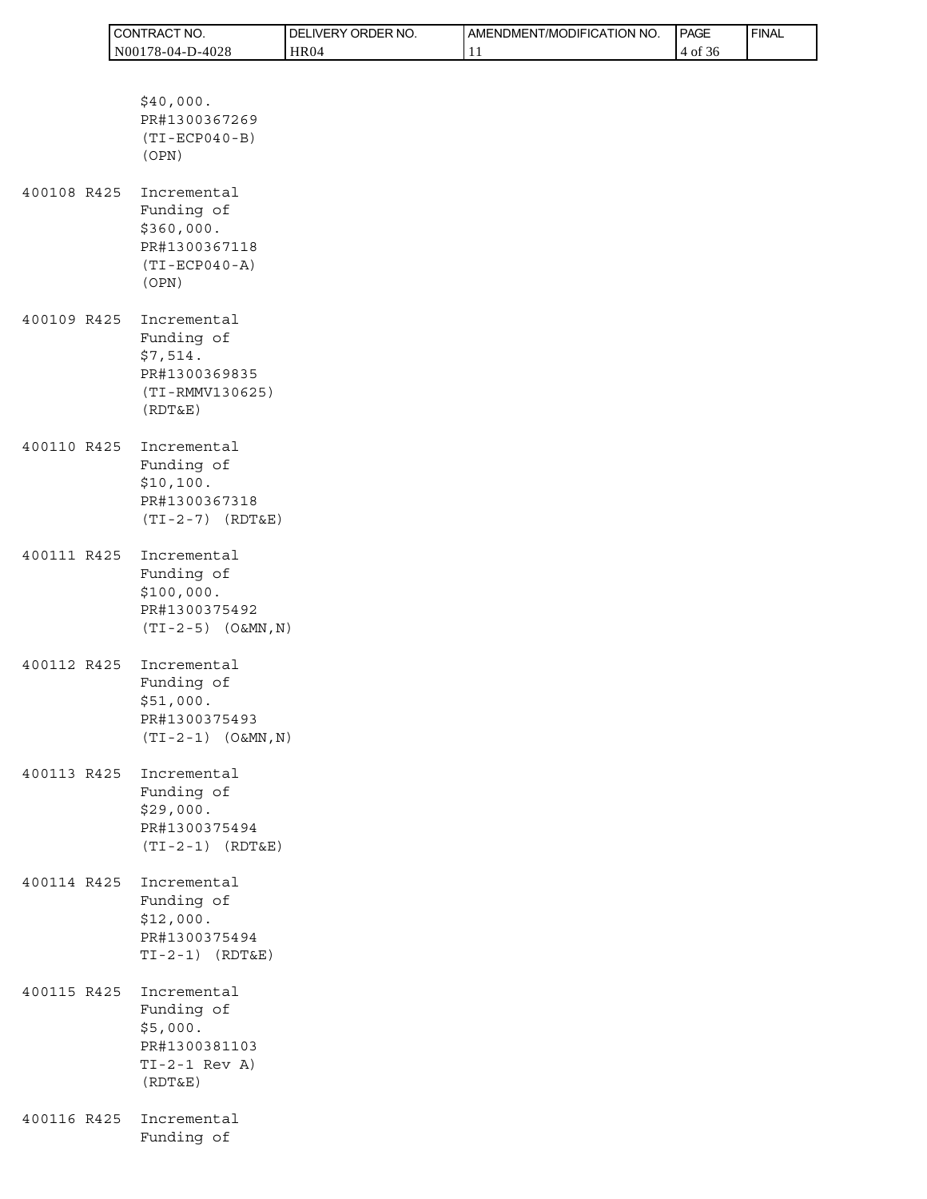$40,000.
PR#1300367269
(TI-ECP040-B)
(OPN)

400108 R425 Incremental
Funding of
$360,000.
PR#1300367118
(TI-ECP040-A)
(OPN)

400109 R425 Incremental
Funding of
$7,514.
PR#1300369835
(TI-RMMV130625)
(RDT&E)

400110 R425 Incremental
Funding of
$10,100.
PR#1300367318
(TI-2-7) (RDT&E)

400111 R425 Incremental
Funding of
$100,000.
PR#1300375492
(TI-2-5) (O&MN,N)

400112 R425 Incremental
Funding of
$51,000.
PR#1300375493
(TI-2-1) (O&MN,N)

400113 R425 Incremental
Funding of
$29,000.
PR#1300375494
(TI-2-1) (RDT&E)

400114 R425 Incremental
Funding of
$12,000.
PR#1300375494
TI-2-1) (RDT&E)

400115 R425 Incremental
Funding of
$5,000.
PR#1300381103
TI-2-1 Rev A)
(RDT&E)

400116 R425 Incremental
Funding of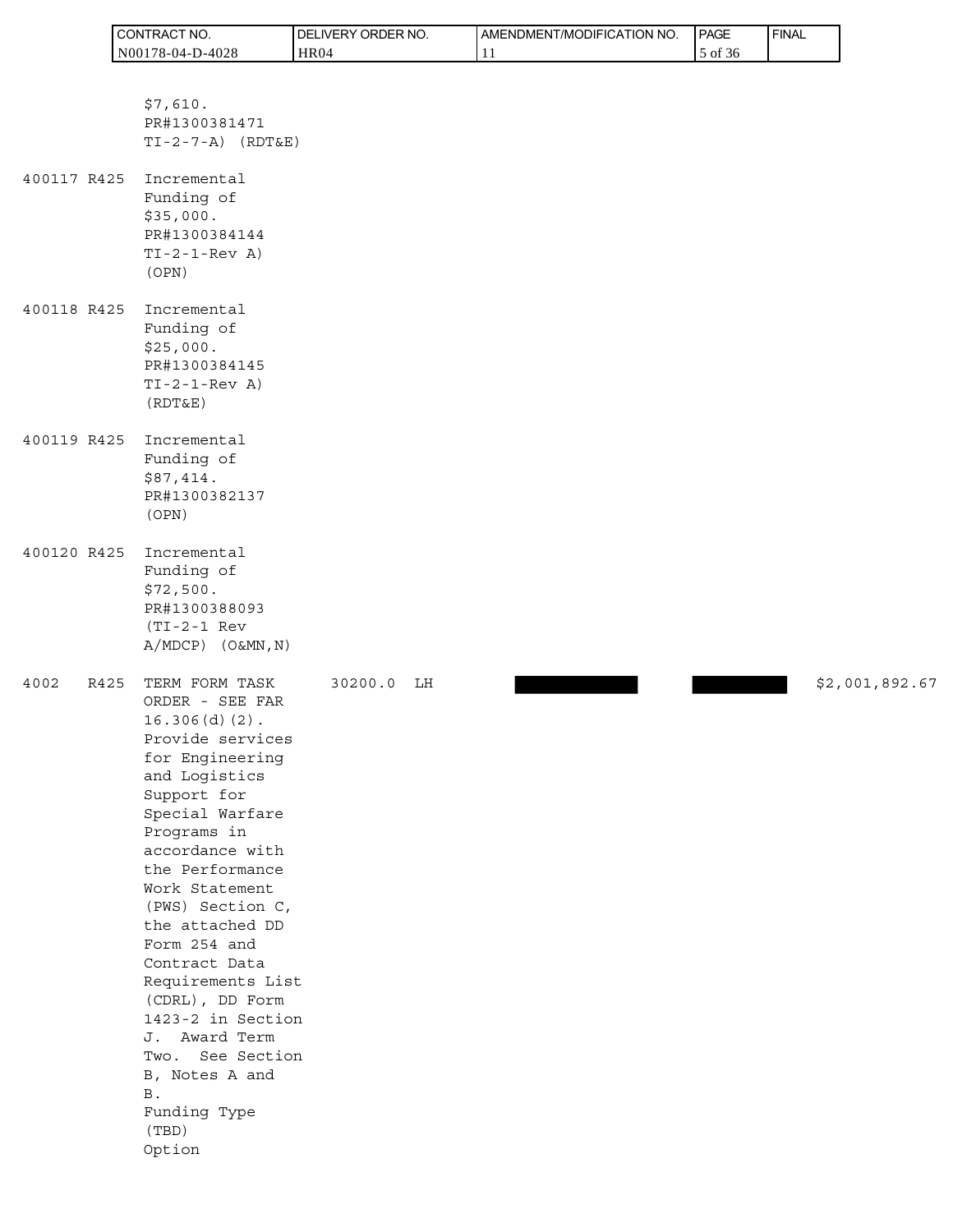| CONTRACT NO. | DELIVERY ORDER NO. | AMENDMENT/MODIFICATION NO. | FINAL |
|---|---|---|---|
| N00178-04-D-4028 | HR04 | 11 | |

| ITEM | PSC | SUPPLIES/SERVICES | QTY | UNIT | UNIT PRICE | | AMOUNT |
|---|---|---|---|---|---|---|---|
| | | $7,610. PR#1300381471 TI-2-7-A) (RDT&E) | | | | | |
| 400117 | R425 | Incremental Funding of $35,000. PR#1300384144 TI-2-1-Rev A) (OPN) | | | | | |
| 400118 | R425 | Incremental Funding of $25,000. PR#1300384145 TI-2-1-Rev A) (RDT&E) | | | | | |
| 400119 | R425 | Incremental Funding of $87,414. PR#1300382137 (OPN) | | | | | |
| 400120 | R425 | Incremental Funding of $72,500. PR#1300388093 (TI-2-1 Rev A/MDCP) (O&MN,N) | | | | | |
| 4002 | R425 | TERM FORM TASK ORDER - SEE FAR 16.306(d)(2). Provide services for Engineering and Logistics Support for Special Warfare Programs in accordance with the Performance Work Statement (PWS) Section C, the attached DD Form 254 and Contract Data Requirements List (CDRL), DD Form 1423-2 in Section J. Award Term Two. See Section B, Notes A and B. Funding Type (TBD) Option | 30200.0 | LH | [REDACTED] | [REDACTED] | $2,001,892.67 |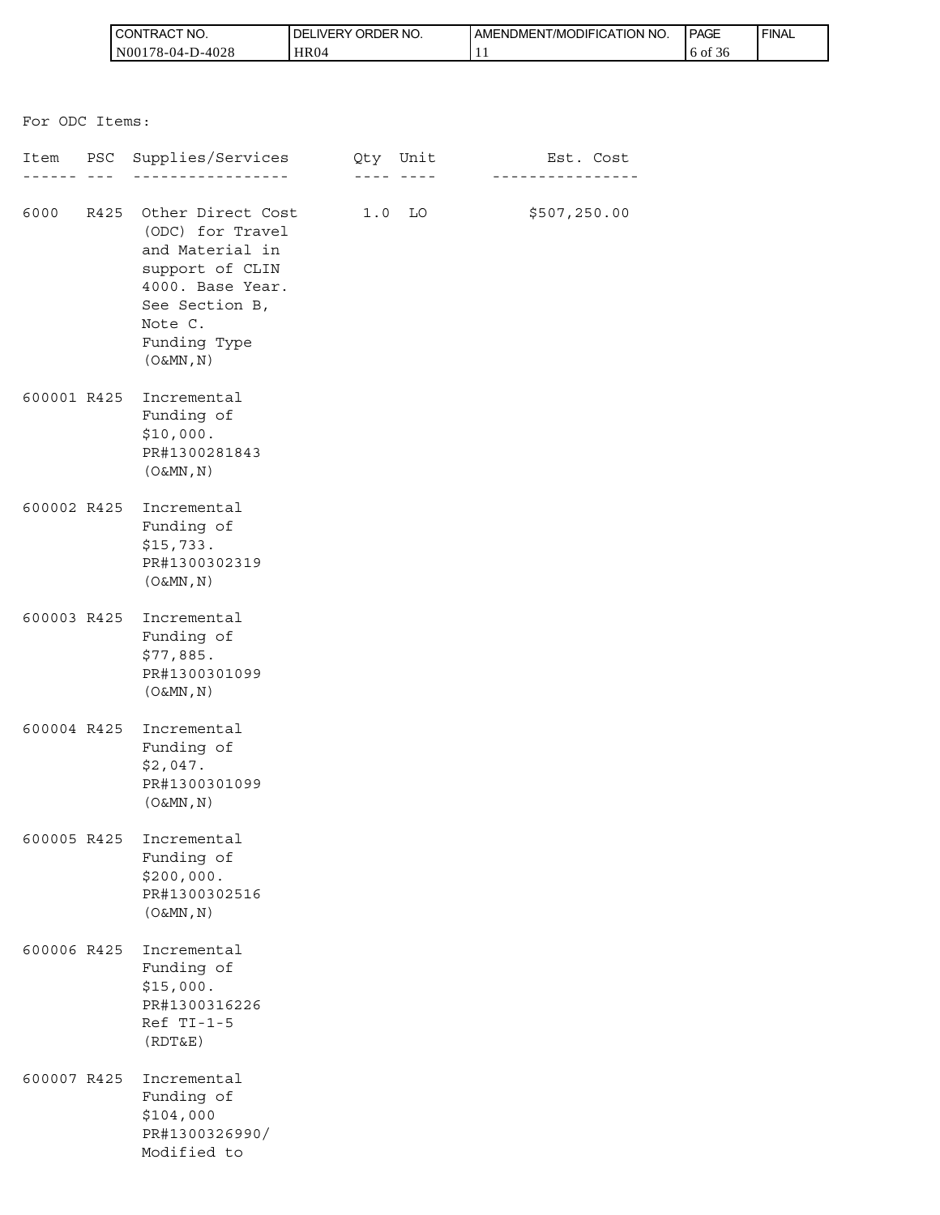For ODC Items:

| Item | PSC | Supplies/Services | Qty | Unit | Est. Cost |
|---|---|---|---|---|---|
| 6000 | R425 | Other Direct Cost (ODC) for Travel and Material in support of CLIN 4000. Base Year. See Section B, Note C. Funding Type (O&MN,N) | 1.0 | LO | $507,250.00 |
| 600001 | R425 | Incremental Funding of $10,000. PR#1300281843 (O&MN,N) | | | |
| 600002 | R425 | Incremental Funding of $15,733. PR#1300302319 (O&MN,N) | | | |
| 600003 | R425 | Incremental Funding of $77,885. PR#1300301099 (O&MN,N) | | | |
| 600004 | R425 | Incremental Funding of $2,047. PR#1300301099 (O&MN,N) | | | |
| 600005 | R425 | Incremental Funding of $200,000. PR#1300302516 (O&MN,N) | | | |
| 600006 | R425 | Incremental Funding of $15,000. PR#1300316226 Ref TI-1-5 (RDT&E) | | | |
| 600007 | R425 | Incremental Funding of $104,000 PR#1300326990/ Modified to | | | |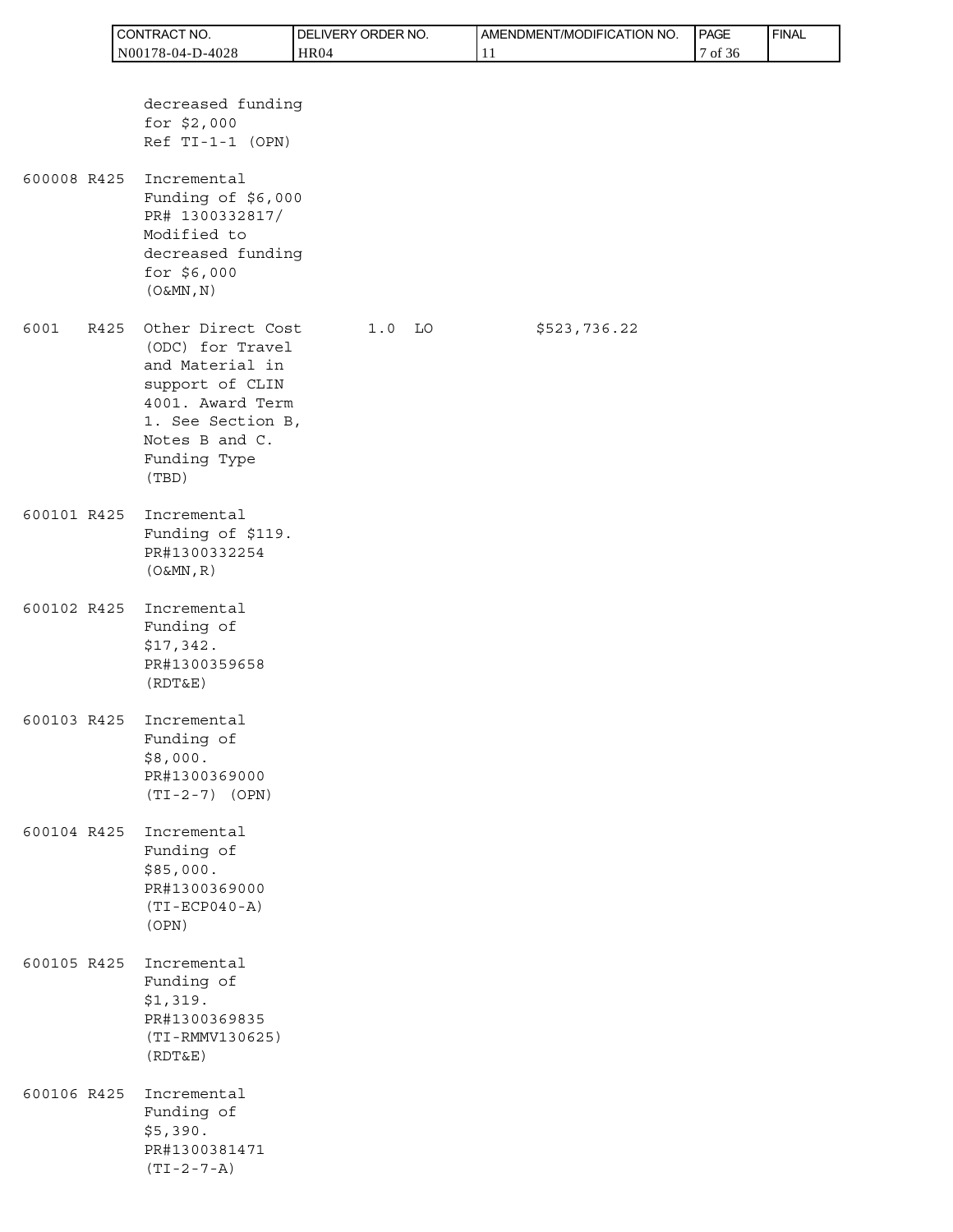| ITEM NO | | SUPPLIES/SERVICES | QUANTITY | UNIT | UNIT PRICE | AMOUNT |
|---|---|---|---|---|---|---|
| | | decreased funding for $2,000 Ref TI-1-1 (OPN) | | | | |
| 600008 | R425 | Incremental Funding of $6,000 PR# 1300332817/ Modified to decreased funding for $6,000 (O&MN,N) | | | | |
| 6001 | R425 | Other Direct Cost (ODC) for Travel and Material in support of CLIN 4001. Award Term 1. See Section B, Notes B and C. Funding Type (TBD) | 1.0 | LO | | $523,736.22 |
| 600101 | R425 | Incremental Funding of $119. PR#1300332254 (O&MN,R) | | | | |
| 600102 | R425 | Incremental Funding of $17,342. PR#1300359658 (RDT&E) | | | | |
| 600103 | R425 | Incremental Funding of $8,000. PR#1300369000 (TI-2-7) (OPN) | | | | |
| 600104 | R425 | Incremental Funding of $85,000. PR#1300369000 (TI-ECP040-A) (OPN) | | | | |
| 600105 | R425 | Incremental Funding of $1,319. PR#1300369835 (TI-RMMV130625) (RDT&E) | | | | |
| 600106 | R425 | Incremental Funding of $5,390. PR#1300381471 (TI-2-7-A) | | | | |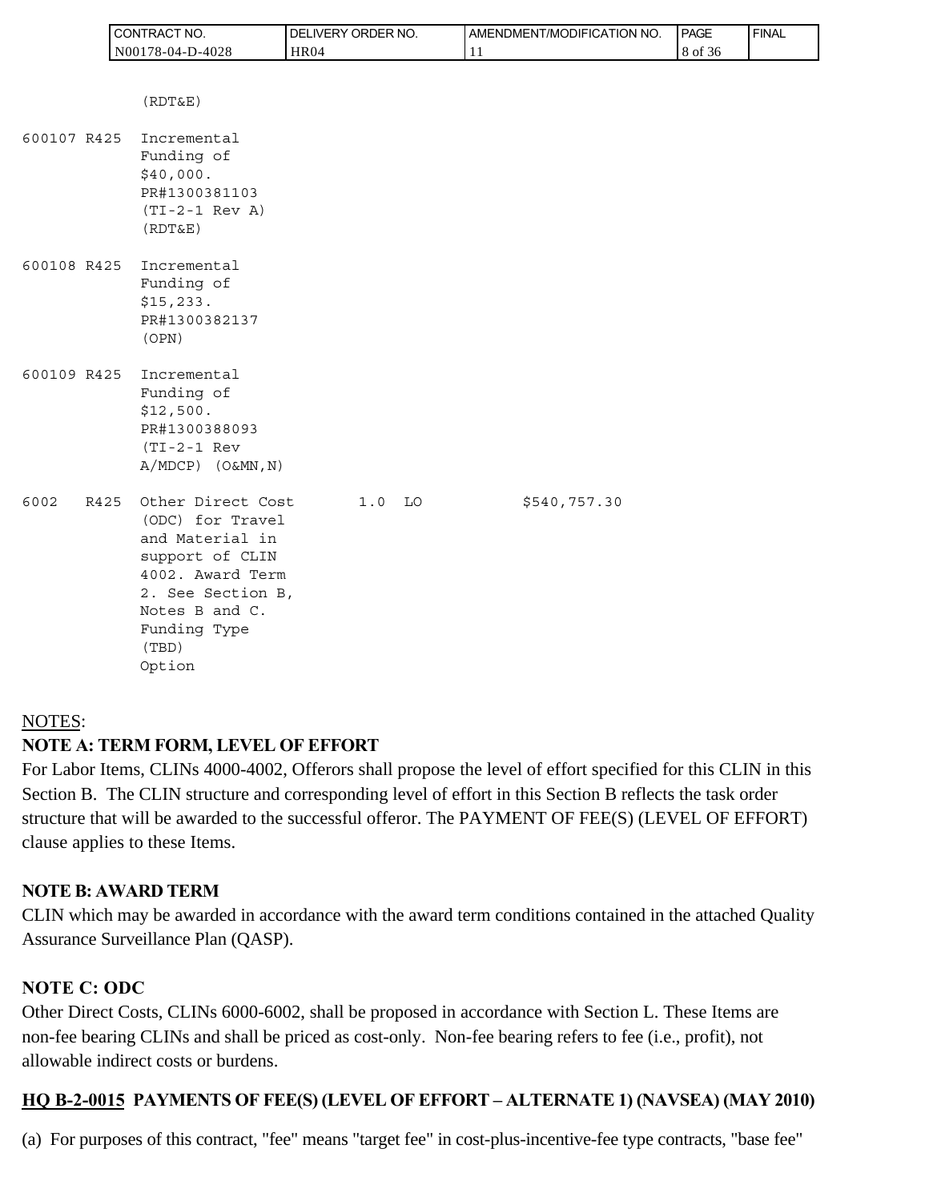| | | | | | |
|---|---|---|---|---|---|
| | | (RDT&E) | | | |
| 600107 | R425 | Incremental Funding of $40,000. PR#1300381103 (TI-2-1 Rev A) (RDT&E) | | | |
| 600108 | R425 | Incremental Funding of $15,233. PR#1300382137 (OPN) | | | |
| 600109 | R425 | Incremental Funding of $12,500. PR#1300388093 (TI-2-1 Rev A/MDCP) (O&MN,N) | | | |
| 6002 | R425 | Other Direct Cost (ODC) for Travel and Material in support of CLIN 4002. Award Term 2. See Section B, Notes B and C. Funding Type (TBD) Option | 1.0 | LO | $540,757.30 |

NOTES:

**NOTE A: TERM FORM, LEVEL OF EFFORT**

For Labor Items, CLINs 4000-4002, Offerors shall propose the level of effort specified for this CLIN in this Section B. The CLIN structure and corresponding level of effort in this Section B reflects the task order structure that will be awarded to the successful offeror. The PAYMENT OF FEE(S) (LEVEL OF EFFORT) clause applies to these Items.

**NOTE B: AWARD TERM**

CLIN which may be awarded in accordance with the award term conditions contained in the attached Quality Assurance Surveillance Plan (QASP).

**NOTE C: ODC**

Other Direct Costs, CLINs 6000-6002, shall be proposed in accordance with Section L. These Items are non-fee bearing CLINs and shall be priced as cost-only. Non-fee bearing refers to fee (i.e., profit), not allowable indirect costs or burdens.

**HQ B-2-0015 PAYMENTS OF FEE(S) (LEVEL OF EFFORT – ALTERNATE 1) (NAVSEA) (MAY 2010)**

(a) For purposes of this contract, "fee" means "target fee" in cost-plus-incentive-fee type contracts, "base fee"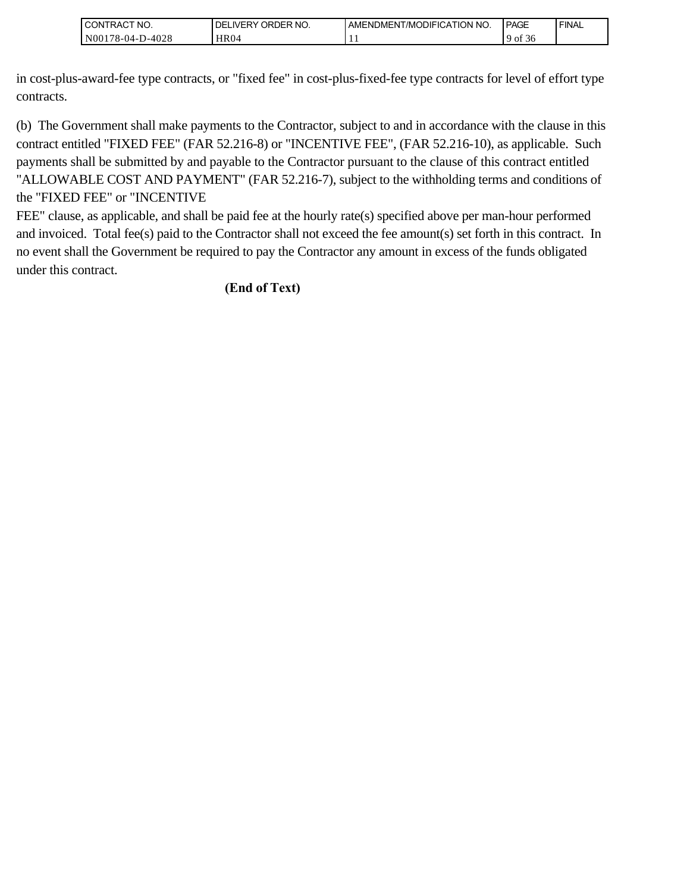in cost-plus-award-fee type contracts, or "fixed fee" in cost-plus-fixed-fee type contracts for level of effort type contracts.

(b) The Government shall make payments to the Contractor, subject to and in accordance with the clause in this contract entitled "FIXED FEE" (FAR 52.216-8) or "INCENTIVE FEE", (FAR 52.216-10), as applicable. Such payments shall be submitted by and payable to the Contractor pursuant to the clause of this contract entitled "ALLOWABLE COST AND PAYMENT" (FAR 52.216-7), subject to the withholding terms and conditions of the "FIXED FEE" or "INCENTIVE FEE" clause, as applicable, and shall be paid fee at the hourly rate(s) specified above per man-hour performed and invoiced. Total fee(s) paid to the Contractor shall not exceed the fee amount(s) set forth in this contract. In no event shall the Government be required to pay the Contractor any amount in excess of the funds obligated under this contract.

**(End of Text)**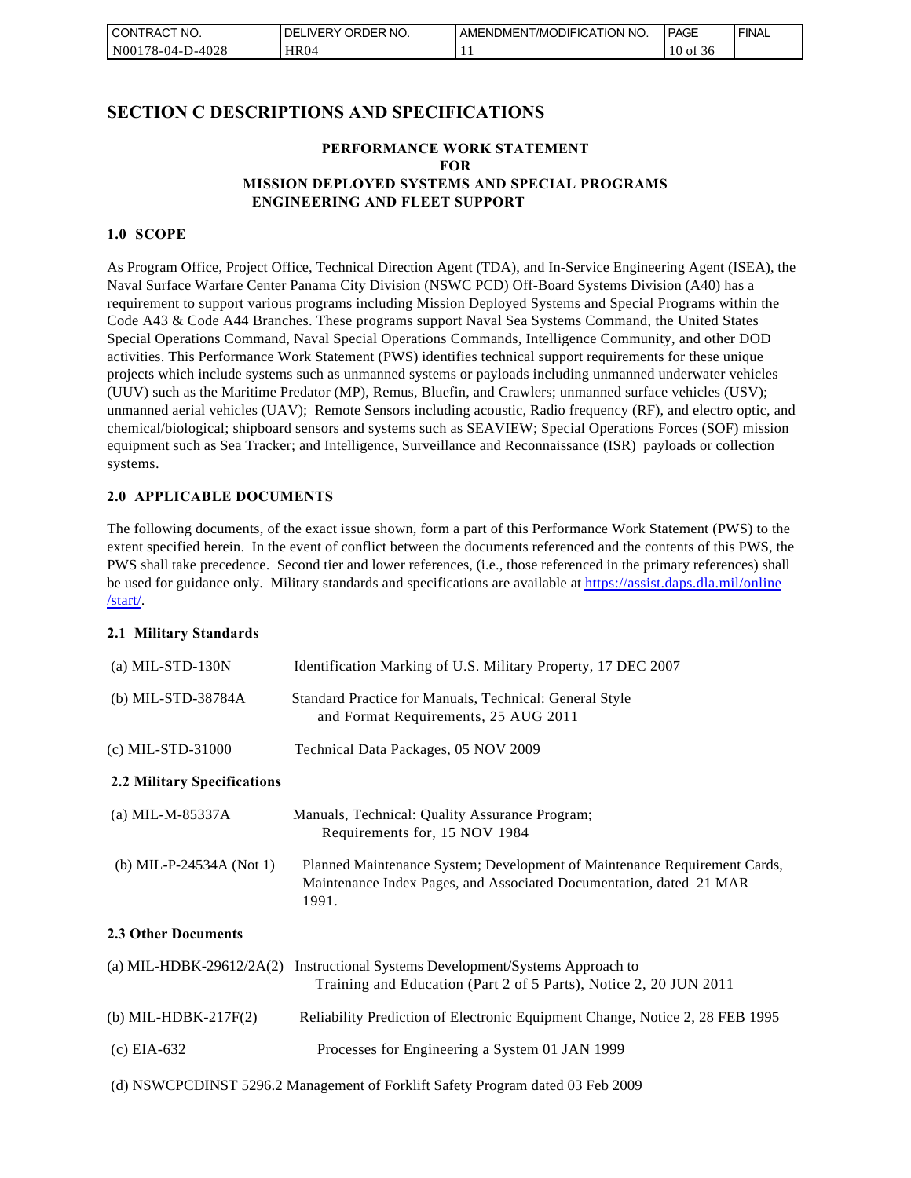# SECTION C DESCRIPTIONS AND SPECIFICATIONS

**PERFORMANCE WORK STATEMENT**
**FOR**
**MISSION DEPLOYED SYSTEMS AND SPECIAL PROGRAMS**
**ENGINEERING AND FLEET SUPPORT**

### 1.0 SCOPE

As Program Office, Project Office, Technical Direction Agent (TDA), and In-Service Engineering Agent (ISEA), the Naval Surface Warfare Center Panama City Division (NSWC PCD) Off-Board Systems Division (A40) has a requirement to support various programs including Mission Deployed Systems and Special Programs within the Code A43 & Code A44 Branches. These programs support Naval Sea Systems Command, the United States Special Operations Command, Naval Special Operations Commands, Intelligence Community, and other DOD activities. This Performance Work Statement (PWS) identifies technical support requirements for these unique projects which include systems such as unmanned systems or payloads including unmanned underwater vehicles (UUV) such as the Maritime Predator (MP), Remus, Bluefin, and Crawlers; unmanned surface vehicles (USV); unmanned aerial vehicles (UAV); Remote Sensors including acoustic, Radio frequency (RF), and electro optic, and chemical/biological; shipboard sensors and systems such as SEAVIEW; Special Operations Forces (SOF) mission equipment such as Sea Tracker; and Intelligence, Surveillance and Reconnaissance (ISR) payloads or collection systems.

### 2.0 APPLICABLE DOCUMENTS

The following documents, of the exact issue shown, form a part of this Performance Work Statement (PWS) to the extent specified herein. In the event of conflict between the documents referenced and the contents of this PWS, the PWS shall take precedence. Second tier and lower references, (i.e., those referenced in the primary references) shall be used for guidance only. Military standards and specifications are available at https://assist.daps.dla.mil/online/start/.

#### 2.1 Military Standards

(a) MIL-STD-130N — Identification Marking of U.S. Military Property, 17 DEC 2007

(b) MIL-STD-38784A — Standard Practice for Manuals, Technical: General Style and Format Requirements, 25 AUG 2011

(c) MIL-STD-31000 — Technical Data Packages, 05 NOV 2009

#### 2.2 Military Specifications

(a) MIL-M-85337A — Manuals, Technical: Quality Assurance Program; Requirements for, 15 NOV 1984

(b) MIL-P-24534A (Not 1) — Planned Maintenance System; Development of Maintenance Requirement Cards, Maintenance Index Pages, and Associated Documentation, dated 21 MAR 1991.

#### 2.3 Other Documents

(a) MIL-HDBK-29612/2A(2) — Instructional Systems Development/Systems Approach to Training and Education (Part 2 of 5 Parts), Notice 2, 20 JUN 2011

(b) MIL-HDBK-217F(2) — Reliability Prediction of Electronic Equipment Change, Notice 2, 28 FEB 1995

(c) EIA-632 — Processes for Engineering a System 01 JAN 1999

(d) NSWCPCDINST 5296.2 Management of Forklift Safety Program dated 03 Feb 2009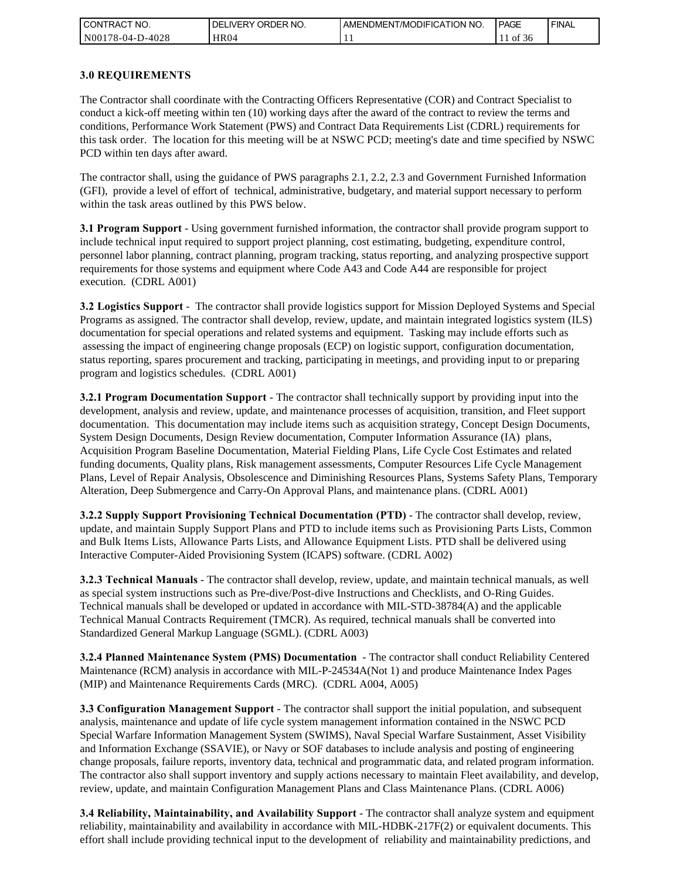## 3.0 REQUIREMENTS

The Contractor shall coordinate with the Contracting Officers Representative (COR) and Contract Specialist to conduct a kick-off meeting within ten (10) working days after the award of the contract to review the terms and conditions, Performance Work Statement (PWS) and Contract Data Requirements List (CDRL) requirements for this task order. The location for this meeting will be at NSWC PCD; meeting's date and time specified by NSWC PCD within ten days after award.

The contractor shall, using the guidance of PWS paragraphs 2.1, 2.2, 2.3 and Government Furnished Information (GFI), provide a level of effort of technical, administrative, budgetary, and material support necessary to perform within the task areas outlined by this PWS below.

**3.1 Program Support** - Using government furnished information, the contractor shall provide program support to include technical input required to support project planning, cost estimating, budgeting, expenditure control, personnel labor planning, contract planning, program tracking, status reporting, and analyzing prospective support requirements for those systems and equipment where Code A43 and Code A44 are responsible for project execution. (CDRL A001)

**3.2 Logistics Support** - The contractor shall provide logistics support for Mission Deployed Systems and Special Programs as assigned. The contractor shall develop, review, update, and maintain integrated logistics system (ILS) documentation for special operations and related systems and equipment. Tasking may include efforts such as assessing the impact of engineering change proposals (ECP) on logistic support, configuration documentation, status reporting, spares procurement and tracking, participating in meetings, and providing input to or preparing program and logistics schedules. (CDRL A001)

**3.2.1 Program Documentation Support** - The contractor shall technically support by providing input into the development, analysis and review, update, and maintenance processes of acquisition, transition, and Fleet support documentation. This documentation may include items such as acquisition strategy, Concept Design Documents, System Design Documents, Design Review documentation, Computer Information Assurance (IA) plans, Acquisition Program Baseline Documentation, Material Fielding Plans, Life Cycle Cost Estimates and related funding documents, Quality plans, Risk management assessments, Computer Resources Life Cycle Management Plans, Level of Repair Analysis, Obsolescence and Diminishing Resources Plans, Systems Safety Plans, Temporary Alteration, Deep Submergence and Carry-On Approval Plans, and maintenance plans. (CDRL A001)

**3.2.2 Supply Support Provisioning Technical Documentation (PTD)** - The contractor shall develop, review, update, and maintain Supply Support Plans and PTD to include items such as Provisioning Parts Lists, Common and Bulk Items Lists, Allowance Parts Lists, and Allowance Equipment Lists. PTD shall be delivered using Interactive Computer-Aided Provisioning System (ICAPS) software. (CDRL A002)

**3.2.3 Technical Manuals** - The contractor shall develop, review, update, and maintain technical manuals, as well as special system instructions such as Pre-dive/Post-dive Instructions and Checklists, and O-Ring Guides. Technical manuals shall be developed or updated in accordance with MIL-STD-38784(A) and the applicable Technical Manual Contracts Requirement (TMCR). As required, technical manuals shall be converted into Standardized General Markup Language (SGML). (CDRL A003)

**3.2.4 Planned Maintenance System (PMS) Documentation** - The contractor shall conduct Reliability Centered Maintenance (RCM) analysis in accordance with MIL-P-24534A(Not 1) and produce Maintenance Index Pages (MIP) and Maintenance Requirements Cards (MRC). (CDRL A004, A005)

**3.3 Configuration Management Support** - The contractor shall support the initial population, and subsequent analysis, maintenance and update of life cycle system management information contained in the NSWC PCD Special Warfare Information Management System (SWIMS), Naval Special Warfare Sustainment, Asset Visibility and Information Exchange (SSAVIE), or Navy or SOF databases to include analysis and posting of engineering change proposals, failure reports, inventory data, technical and programmatic data, and related program information. The contractor also shall support inventory and supply actions necessary to maintain Fleet availability, and develop, review, update, and maintain Configuration Management Plans and Class Maintenance Plans. (CDRL A006)

**3.4 Reliability, Maintainability, and Availability Support** - The contractor shall analyze system and equipment reliability, maintainability and availability in accordance with MIL-HDBK-217F(2) or equivalent documents. This effort shall include providing technical input to the development of reliability and maintainability predictions, and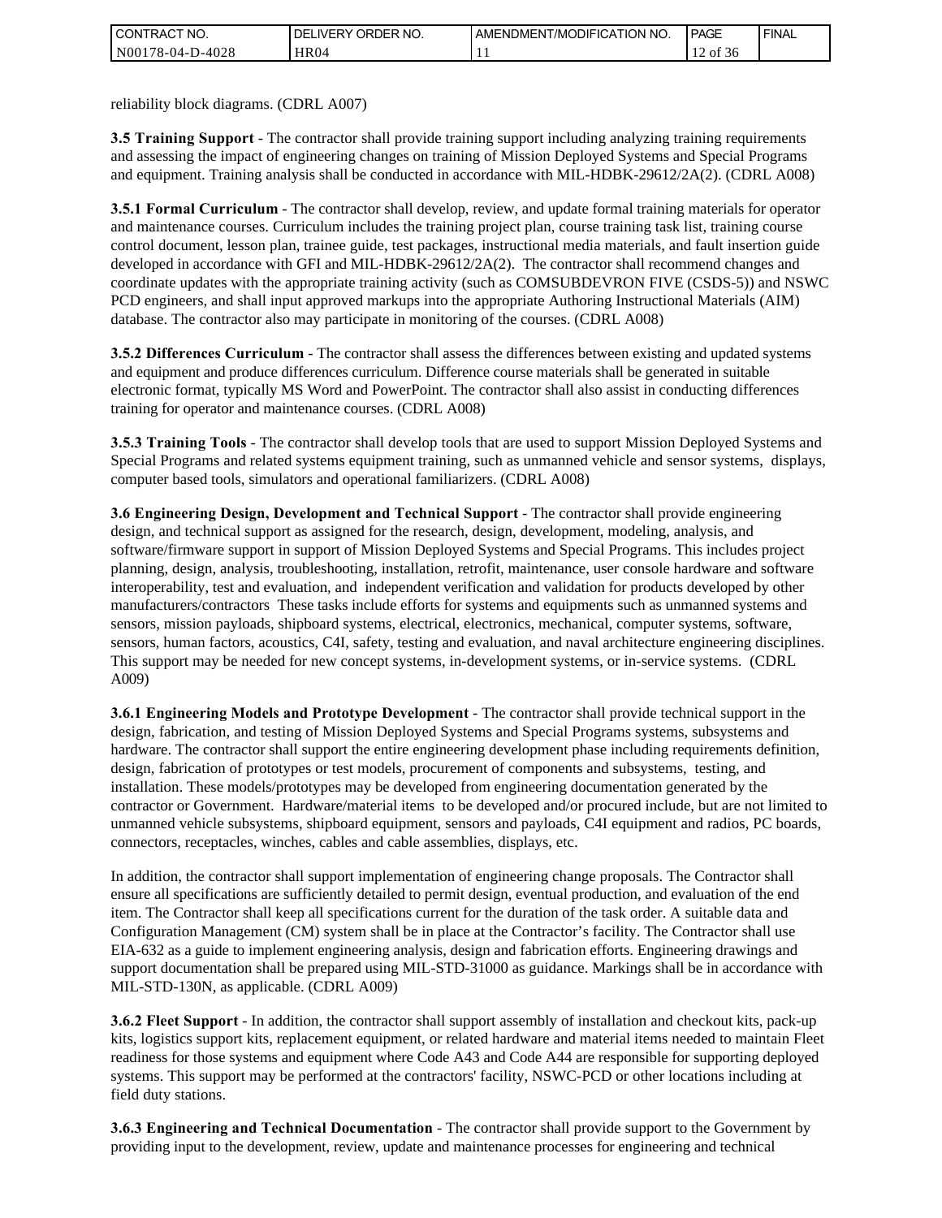reliability block diagrams. (CDRL A007)

**3.5 Training Support** - The contractor shall provide training support including analyzing training requirements and assessing the impact of engineering changes on training of Mission Deployed Systems and Special Programs and equipment. Training analysis shall be conducted in accordance with MIL-HDBK-29612/2A(2). (CDRL A008)

**3.5.1 Formal Curriculum** - The contractor shall develop, review, and update formal training materials for operator and maintenance courses. Curriculum includes the training project plan, course training task list, training course control document, lesson plan, trainee guide, test packages, instructional media materials, and fault insertion guide developed in accordance with GFI and MIL-HDBK-29612/2A(2). The contractor shall recommend changes and coordinate updates with the appropriate training activity (such as COMSUBDEVRON FIVE (CSDS-5)) and NSWC PCD engineers, and shall input approved markups into the appropriate Authoring Instructional Materials (AIM) database. The contractor also may participate in monitoring of the courses. (CDRL A008)

**3.5.2 Differences Curriculum** - The contractor shall assess the differences between existing and updated systems and equipment and produce differences curriculum. Difference course materials shall be generated in suitable electronic format, typically MS Word and PowerPoint. The contractor shall also assist in conducting differences training for operator and maintenance courses. (CDRL A008)

**3.5.3 Training Tools** - The contractor shall develop tools that are used to support Mission Deployed Systems and Special Programs and related systems equipment training, such as unmanned vehicle and sensor systems, displays, computer based tools, simulators and operational familiarizers. (CDRL A008)

**3.6 Engineering Design, Development and Technical Support** - The contractor shall provide engineering design, and technical support as assigned for the research, design, development, modeling, analysis, and software/firmware support in support of Mission Deployed Systems and Special Programs. This includes project planning, design, analysis, troubleshooting, installation, retrofit, maintenance, user console hardware and software interoperability, test and evaluation, and independent verification and validation for products developed by other manufacturers/contractors These tasks include efforts for systems and equipments such as unmanned systems and sensors, mission payloads, shipboard systems, electrical, electronics, mechanical, computer systems, software, sensors, human factors, acoustics, C4I, safety, testing and evaluation, and naval architecture engineering disciplines. This support may be needed for new concept systems, in-development systems, or in-service systems. (CDRL A009)

**3.6.1 Engineering Models and Prototype Development** - The contractor shall provide technical support in the design, fabrication, and testing of Mission Deployed Systems and Special Programs systems, subsystems and hardware. The contractor shall support the entire engineering development phase including requirements definition, design, fabrication of prototypes or test models, procurement of components and subsystems, testing, and installation. These models/prototypes may be developed from engineering documentation generated by the contractor or Government. Hardware/material items to be developed and/or procured include, but are not limited to unmanned vehicle subsystems, shipboard equipment, sensors and payloads, C4I equipment and radios, PC boards, connectors, receptacles, winches, cables and cable assemblies, displays, etc.

In addition, the contractor shall support implementation of engineering change proposals. The Contractor shall ensure all specifications are sufficiently detailed to permit design, eventual production, and evaluation of the end item. The Contractor shall keep all specifications current for the duration of the task order. A suitable data and Configuration Management (CM) system shall be in place at the Contractor's facility. The Contractor shall use EIA-632 as a guide to implement engineering analysis, design and fabrication efforts. Engineering drawings and support documentation shall be prepared using MIL-STD-31000 as guidance. Markings shall be in accordance with MIL-STD-130N, as applicable. (CDRL A009)

**3.6.2 Fleet Support** - In addition, the contractor shall support assembly of installation and checkout kits, pack-up kits, logistics support kits, replacement equipment, or related hardware and material items needed to maintain Fleet readiness for those systems and equipment where Code A43 and Code A44 are responsible for supporting deployed systems. This support may be performed at the contractors' facility, NSWC-PCD or other locations including at field duty stations.

**3.6.3 Engineering and Technical Documentation** - The contractor shall provide support to the Government by providing input to the development, review, update and maintenance processes for engineering and technical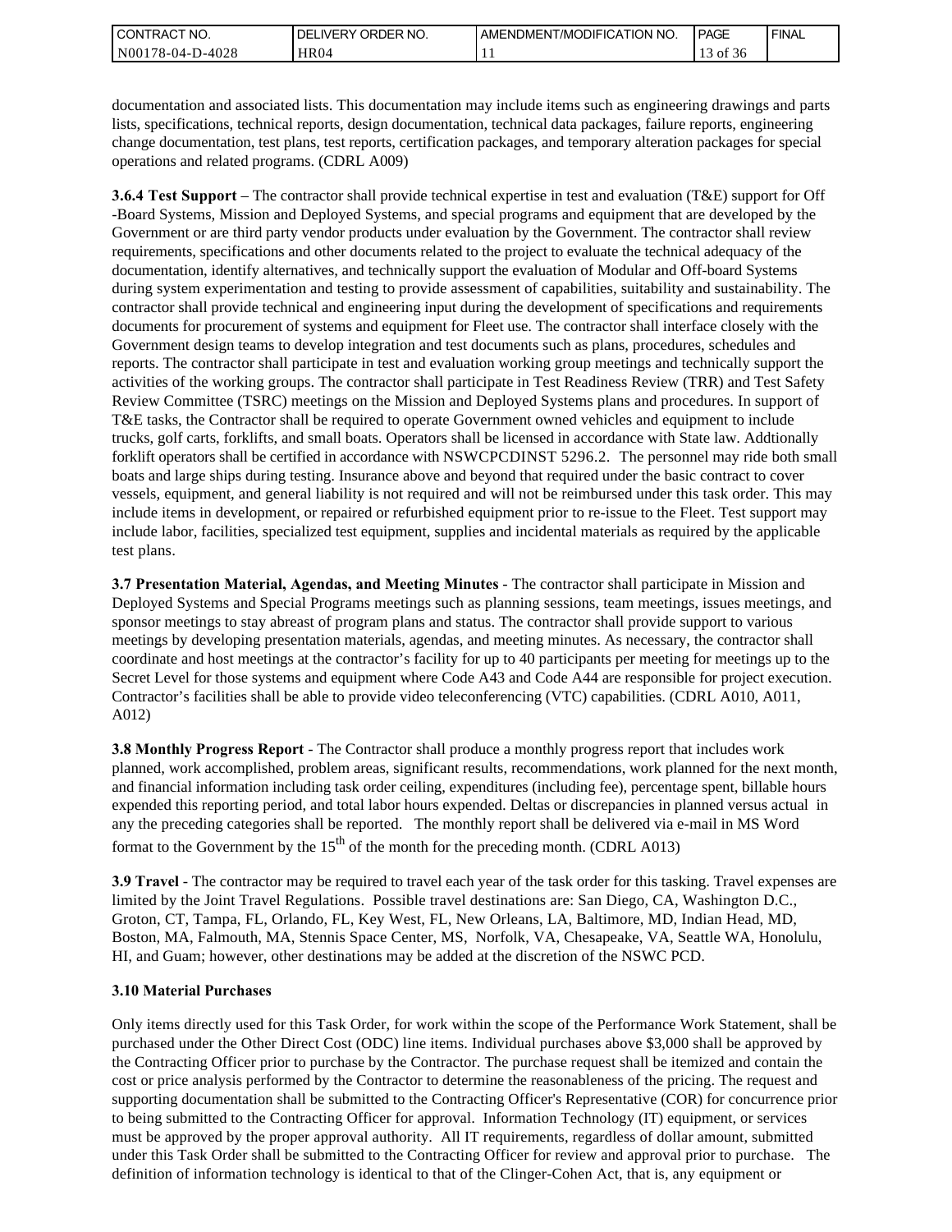documentation and associated lists. This documentation may include items such as engineering drawings and parts lists, specifications, technical reports, design documentation, technical data packages, failure reports, engineering change documentation, test plans, test reports, certification packages, and temporary alteration packages for special operations and related programs. (CDRL A009)

**3.6.4 Test Support** – The contractor shall provide technical expertise in test and evaluation (T&E) support for Off -Board Systems, Mission and Deployed Systems, and special programs and equipment that are developed by the Government or are third party vendor products under evaluation by the Government. The contractor shall review requirements, specifications and other documents related to the project to evaluate the technical adequacy of the documentation, identify alternatives, and technically support the evaluation of Modular and Off-board Systems during system experimentation and testing to provide assessment of capabilities, suitability and sustainability. The contractor shall provide technical and engineering input during the development of specifications and requirements documents for procurement of systems and equipment for Fleet use. The contractor shall interface closely with the Government design teams to develop integration and test documents such as plans, procedures, schedules and reports. The contractor shall participate in test and evaluation working group meetings and technically support the activities of the working groups. The contractor shall participate in Test Readiness Review (TRR) and Test Safety Review Committee (TSRC) meetings on the Mission and Deployed Systems plans and procedures. In support of T&E tasks, the Contractor shall be required to operate Government owned vehicles and equipment to include trucks, golf carts, forklifts, and small boats. Operators shall be licensed in accordance with State law. Addtionally forklift operators shall be certified in accordance with NSWCPCDINST 5296.2. The personnel may ride both small boats and large ships during testing. Insurance above and beyond that required under the basic contract to cover vessels, equipment, and general liability is not required and will not be reimbursed under this task order. This may include items in development, or repaired or refurbished equipment prior to re-issue to the Fleet. Test support may include labor, facilities, specialized test equipment, supplies and incidental materials as required by the applicable test plans.

**3.7 Presentation Material, Agendas, and Meeting Minutes** - The contractor shall participate in Mission and Deployed Systems and Special Programs meetings such as planning sessions, team meetings, issues meetings, and sponsor meetings to stay abreast of program plans and status. The contractor shall provide support to various meetings by developing presentation materials, agendas, and meeting minutes. As necessary, the contractor shall coordinate and host meetings at the contractor's facility for up to 40 participants per meeting for meetings up to the Secret Level for those systems and equipment where Code A43 and Code A44 are responsible for project execution. Contractor's facilities shall be able to provide video teleconferencing (VTC) capabilities. (CDRL A010, A011, A012)

**3.8 Monthly Progress Report** - The Contractor shall produce a monthly progress report that includes work planned, work accomplished, problem areas, significant results, recommendations, work planned for the next month, and financial information including task order ceiling, expenditures (including fee), percentage spent, billable hours expended this reporting period, and total labor hours expended. Deltas or discrepancies in planned versus actual in any the preceding categories shall be reported. The monthly report shall be delivered via e-mail in MS Word format to the Government by the 15th of the month for the preceding month. (CDRL A013)

**3.9 Travel** - The contractor may be required to travel each year of the task order for this tasking. Travel expenses are limited by the Joint Travel Regulations. Possible travel destinations are: San Diego, CA, Washington D.C., Groton, CT, Tampa, FL, Orlando, FL, Key West, FL, New Orleans, LA, Baltimore, MD, Indian Head, MD, Boston, MA, Falmouth, MA, Stennis Space Center, MS, Norfolk, VA, Chesapeake, VA, Seattle WA, Honolulu, HI, and Guam; however, other destinations may be added at the discretion of the NSWC PCD.

**3.10 Material Purchases**

Only items directly used for this Task Order, for work within the scope of the Performance Work Statement, shall be purchased under the Other Direct Cost (ODC) line items. Individual purchases above $3,000 shall be approved by the Contracting Officer prior to purchase by the Contractor. The purchase request shall be itemized and contain the cost or price analysis performed by the Contractor to determine the reasonableness of the pricing. The request and supporting documentation shall be submitted to the Contracting Officer's Representative (COR) for concurrence prior to being submitted to the Contracting Officer for approval. Information Technology (IT) equipment, or services must be approved by the proper approval authority. All IT requirements, regardless of dollar amount, submitted under this Task Order shall be submitted to the Contracting Officer for review and approval prior to purchase. The definition of information technology is identical to that of the Clinger-Cohen Act, that is, any equipment or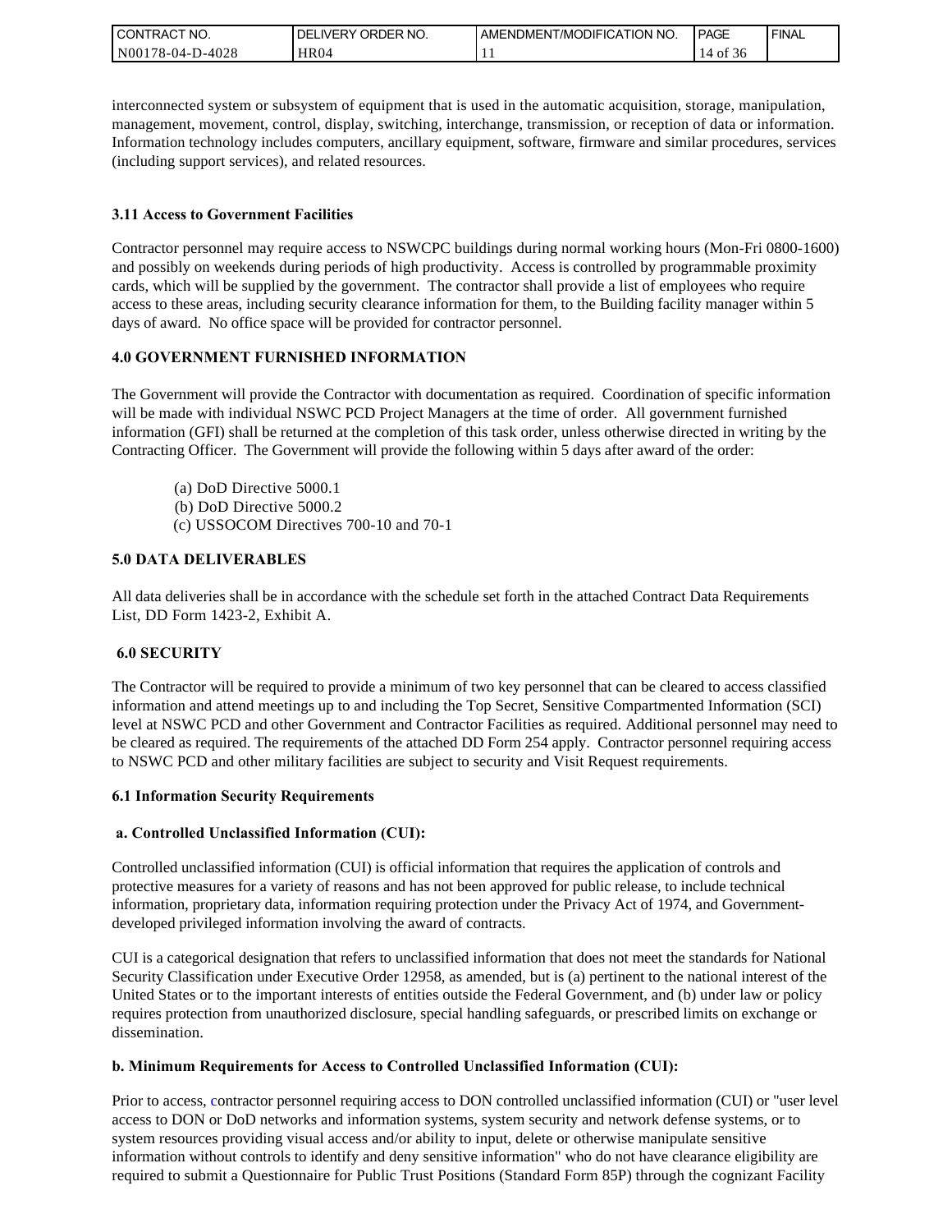interconnected system or subsystem of equipment that is used in the automatic acquisition, storage, manipulation, management, movement, control, display, switching, interchange, transmission, or reception of data or information. Information technology includes computers, ancillary equipment, software, firmware and similar procedures, services (including support services), and related resources.

### 3.11 Access to Government Facilities

Contractor personnel may require access to NSWCPC buildings during normal working hours (Mon-Fri 0800-1600) and possibly on weekends during periods of high productivity. Access is controlled by programmable proximity cards, which will be supplied by the government. The contractor shall provide a list of employees who require access to these areas, including security clearance information for them, to the Building facility manager within 5 days of award. No office space will be provided for contractor personnel.

## 4.0 GOVERNMENT FURNISHED INFORMATION

The Government will provide the Contractor with documentation as required. Coordination of specific information will be made with individual NSWC PCD Project Managers at the time of order. All government furnished information (GFI) shall be returned at the completion of this task order, unless otherwise directed in writing by the Contracting Officer. The Government will provide the following within 5 days after award of the order:

(a) DoD Directive 5000.1
(b) DoD Directive 5000.2
(c) USSOCOM Directives 700-10 and 70-1

## 5.0 DATA DELIVERABLES

All data deliveries shall be in accordance with the schedule set forth in the attached Contract Data Requirements List, DD Form 1423-2, Exhibit A.

## 6.0 SECURITY

The Contractor will be required to provide a minimum of two key personnel that can be cleared to access classified information and attend meetings up to and including the Top Secret, Sensitive Compartmented Information (SCI) level at NSWC PCD and other Government and Contractor Facilities as required. Additional personnel may need to be cleared as required. The requirements of the attached DD Form 254 apply. Contractor personnel requiring access to NSWC PCD and other military facilities are subject to security and Visit Request requirements.

### 6.1 Information Security Requirements

#### a. Controlled Unclassified Information (CUI):

Controlled unclassified information (CUI) is official information that requires the application of controls and protective measures for a variety of reasons and has not been approved for public release, to include technical information, proprietary data, information requiring protection under the Privacy Act of 1974, and Government-developed privileged information involving the award of contracts.

CUI is a categorical designation that refers to unclassified information that does not meet the standards for National Security Classification under Executive Order 12958, as amended, but is (a) pertinent to the national interest of the United States or to the important interests of entities outside the Federal Government, and (b) under law or policy requires protection from unauthorized disclosure, special handling safeguards, or prescribed limits on exchange or dissemination.

#### b. Minimum Requirements for Access to Controlled Unclassified Information (CUI):

Prior to access, contractor personnel requiring access to DON controlled unclassified information (CUI) or "user level access to DON or DoD networks and information systems, system security and network defense systems, or to system resources providing visual access and/or ability to input, delete or otherwise manipulate sensitive information without controls to identify and deny sensitive information" who do not have clearance eligibility are required to submit a Questionnaire for Public Trust Positions (Standard Form 85P) through the cognizant Facility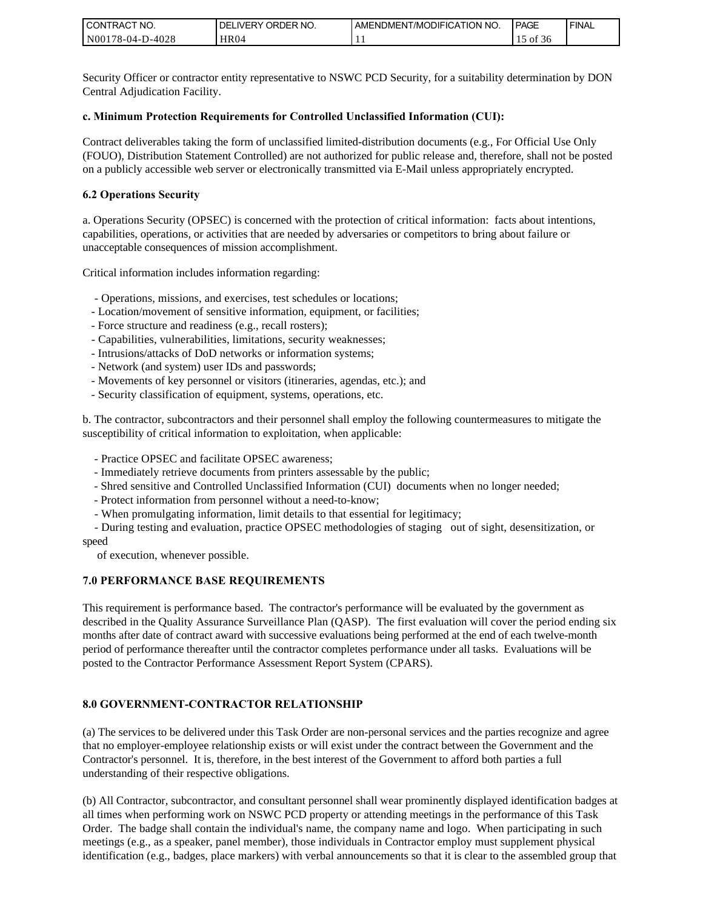Security Officer or contractor entity representative to NSWC PCD Security, for a suitability determination by DON Central Adjudication Facility.

**c. Minimum Protection Requirements for Controlled Unclassified Information (CUI):**

Contract deliverables taking the form of unclassified limited-distribution documents (e.g., For Official Use Only (FOUO), Distribution Statement Controlled) are not authorized for public release and, therefore, shall not be posted on a publicly accessible web server or electronically transmitted via E-Mail unless appropriately encrypted.

**6.2 Operations Security**

a. Operations Security (OPSEC) is concerned with the protection of critical information: facts about intentions, capabilities, operations, or activities that are needed by adversaries or competitors to bring about failure or unacceptable consequences of mission accomplishment.

Critical information includes information regarding:

- Operations, missions, and exercises, test schedules or locations;
- Location/movement of sensitive information, equipment, or facilities;
- Force structure and readiness (e.g., recall rosters);
- Capabilities, vulnerabilities, limitations, security weaknesses;
- Intrusions/attacks of DoD networks or information systems;
- Network (and system) user IDs and passwords;
- Movements of key personnel or visitors (itineraries, agendas, etc.); and
- Security classification of equipment, systems, operations, etc.

b. The contractor, subcontractors and their personnel shall employ the following countermeasures to mitigate the susceptibility of critical information to exploitation, when applicable:

- Practice OPSEC and facilitate OPSEC awareness;
- Immediately retrieve documents from printers assessable by the public;
- Shred sensitive and Controlled Unclassified Information (CUI) documents when no longer needed;
- Protect information from personnel without a need-to-know;
- When promulgating information, limit details to that essential for legitimacy;
- During testing and evaluation, practice OPSEC methodologies of staging out of sight, desensitization, or speed of execution, whenever possible.

**7.0 PERFORMANCE BASE REQUIREMENTS**

This requirement is performance based. The contractor's performance will be evaluated by the government as described in the Quality Assurance Surveillance Plan (QASP). The first evaluation will cover the period ending six months after date of contract award with successive evaluations being performed at the end of each twelve-month period of performance thereafter until the contractor completes performance under all tasks. Evaluations will be posted to the Contractor Performance Assessment Report System (CPARS).

**8.0 GOVERNMENT-CONTRACTOR RELATIONSHIP**

(a) The services to be delivered under this Task Order are non-personal services and the parties recognize and agree that no employer-employee relationship exists or will exist under the contract between the Government and the Contractor's personnel. It is, therefore, in the best interest of the Government to afford both parties a full understanding of their respective obligations.

(b) All Contractor, subcontractor, and consultant personnel shall wear prominently displayed identification badges at all times when performing work on NSWC PCD property or attending meetings in the performance of this Task Order. The badge shall contain the individual's name, the company name and logo. When participating in such meetings (e.g., as a speaker, panel member), those individuals in Contractor employ must supplement physical identification (e.g., badges, place markers) with verbal announcements so that it is clear to the assembled group that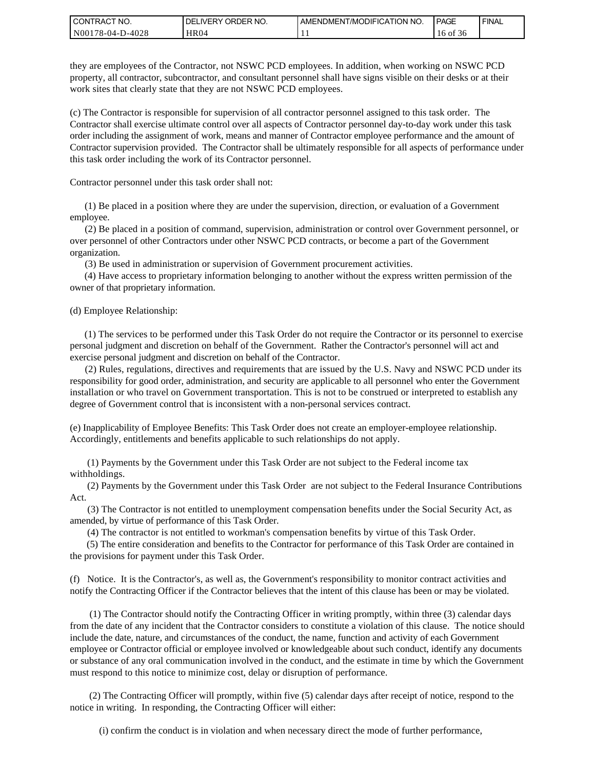they are employees of the Contractor, not NSWC PCD employees. In addition, when working on NSWC PCD property, all contractor, subcontractor, and consultant personnel shall have signs visible on their desks or at their work sites that clearly state that they are not NSWC PCD employees.

(c) The Contractor is responsible for supervision of all contractor personnel assigned to this task order. The Contractor shall exercise ultimate control over all aspects of Contractor personnel day-to-day work under this task order including the assignment of work, means and manner of Contractor employee performance and the amount of Contractor supervision provided. The Contractor shall be ultimately responsible for all aspects of performance under this task order including the work of its Contractor personnel.

Contractor personnel under this task order shall not:

(1) Be placed in a position where they are under the supervision, direction, or evaluation of a Government employee.
(2) Be placed in a position of command, supervision, administration or control over Government personnel, or over personnel of other Contractors under other NSWC PCD contracts, or become a part of the Government organization.
(3) Be used in administration or supervision of Government procurement activities.
(4) Have access to proprietary information belonging to another without the express written permission of the owner of that proprietary information.

(d) Employee Relationship:

(1) The services to be performed under this Task Order do not require the Contractor or its personnel to exercise personal judgment and discretion on behalf of the Government. Rather the Contractor's personnel will act and exercise personal judgment and discretion on behalf of the Contractor.
(2) Rules, regulations, directives and requirements that are issued by the U.S. Navy and NSWC PCD under its responsibility for good order, administration, and security are applicable to all personnel who enter the Government installation or who travel on Government transportation. This is not to be construed or interpreted to establish any degree of Government control that is inconsistent with a non-personal services contract.

(e) Inapplicability of Employee Benefits: This Task Order does not create an employer-employee relationship. Accordingly, entitlements and benefits applicable to such relationships do not apply.

(1) Payments by the Government under this Task Order are not subject to the Federal income tax withholdings.
(2) Payments by the Government under this Task Order are not subject to the Federal Insurance Contributions Act.
(3) The Contractor is not entitled to unemployment compensation benefits under the Social Security Act, as amended, by virtue of performance of this Task Order.
(4) The contractor is not entitled to workman's compensation benefits by virtue of this Task Order.
(5) The entire consideration and benefits to the Contractor for performance of this Task Order are contained in the provisions for payment under this Task Order.

(f) Notice. It is the Contractor's, as well as, the Government's responsibility to monitor contract activities and notify the Contracting Officer if the Contractor believes that the intent of this clause has been or may be violated.

(1) The Contractor should notify the Contracting Officer in writing promptly, within three (3) calendar days from the date of any incident that the Contractor considers to constitute a violation of this clause. The notice should include the date, nature, and circumstances of the conduct, the name, function and activity of each Government employee or Contractor official or employee involved or knowledgeable about such conduct, identify any documents or substance of any oral communication involved in the conduct, and the estimate in time by which the Government must respond to this notice to minimize cost, delay or disruption of performance.

(2) The Contracting Officer will promptly, within five (5) calendar days after receipt of notice, respond to the notice in writing. In responding, the Contracting Officer will either:

(i) confirm the conduct is in violation and when necessary direct the mode of further performance,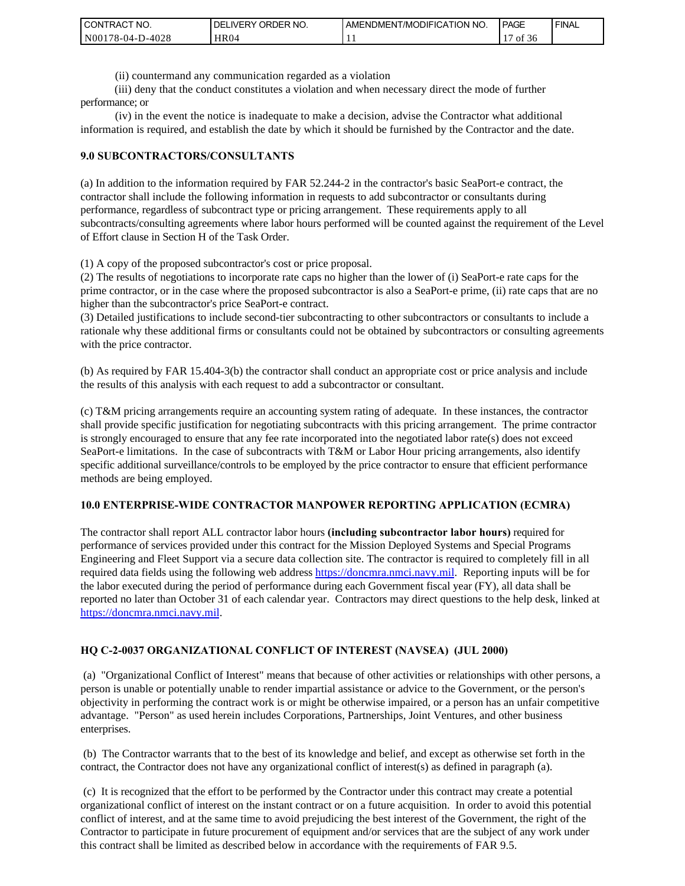(ii) countermand any communication regarded as a violation

(iii) deny that the conduct constitutes a violation and when necessary direct the mode of further performance; or

(iv) in the event the notice is inadequate to make a decision, advise the Contractor what additional information is required, and establish the date by which it should be furnished by the Contractor and the date.

**9.0 SUBCONTRACTORS/CONSULTANTS**

(a) In addition to the information required by FAR 52.244-2 in the contractor's basic SeaPort-e contract, the contractor shall include the following information in requests to add subcontractor or consultants during performance, regardless of subcontract type or pricing arrangement. These requirements apply to all subcontracts/consulting agreements where labor hours performed will be counted against the requirement of the Level of Effort clause in Section H of the Task Order.

(1) A copy of the proposed subcontractor's cost or price proposal.
(2) The results of negotiations to incorporate rate caps no higher than the lower of (i) SeaPort-e rate caps for the prime contractor, or in the case where the proposed subcontractor is also a SeaPort-e prime, (ii) rate caps that are no higher than the subcontractor's price SeaPort-e contract.
(3) Detailed justifications to include second-tier subcontracting to other subcontractors or consultants to include a rationale why these additional firms or consultants could not be obtained by subcontractors or consulting agreements with the price contractor.

(b) As required by FAR 15.404-3(b) the contractor shall conduct an appropriate cost or price analysis and include the results of this analysis with each request to add a subcontractor or consultant.

(c) T&M pricing arrangements require an accounting system rating of adequate. In these instances, the contractor shall provide specific justification for negotiating subcontracts with this pricing arrangement. The prime contractor is strongly encouraged to ensure that any fee rate incorporated into the negotiated labor rate(s) does not exceed SeaPort-e limitations. In the case of subcontracts with T&M or Labor Hour pricing arrangements, also identify specific additional surveillance/controls to be employed by the price contractor to ensure that efficient performance methods are being employed.

**10.0 ENTERPRISE-WIDE CONTRACTOR MANPOWER REPORTING APPLICATION (ECMRA)**

The contractor shall report ALL contractor labor hours **(including subcontractor labor hours)** required for performance of services provided under this contract for the Mission Deployed Systems and Special Programs Engineering and Fleet Support via a secure data collection site. The contractor is required to completely fill in all required data fields using the following web address https://doncmra.nmci.navy.mil. Reporting inputs will be for the labor executed during the period of performance during each Government fiscal year (FY), all data shall be reported no later than October 31 of each calendar year. Contractors may direct questions to the help desk, linked at https://doncmra.nmci.navy.mil.

**HQ C-2-0037 ORGANIZATIONAL CONFLICT OF INTEREST (NAVSEA) (JUL 2000)**

(a) "Organizational Conflict of Interest" means that because of other activities or relationships with other persons, a person is unable or potentially unable to render impartial assistance or advice to the Government, or the person's objectivity in performing the contract work is or might be otherwise impaired, or a person has an unfair competitive advantage. "Person" as used herein includes Corporations, Partnerships, Joint Ventures, and other business enterprises.

(b) The Contractor warrants that to the best of its knowledge and belief, and except as otherwise set forth in the contract, the Contractor does not have any organizational conflict of interest(s) as defined in paragraph (a).

(c) It is recognized that the effort to be performed by the Contractor under this contract may create a potential organizational conflict of interest on the instant contract or on a future acquisition. In order to avoid this potential conflict of interest, and at the same time to avoid prejudicing the best interest of the Government, the right of the Contractor to participate in future procurement of equipment and/or services that are the subject of any work under this contract shall be limited as described below in accordance with the requirements of FAR 9.5.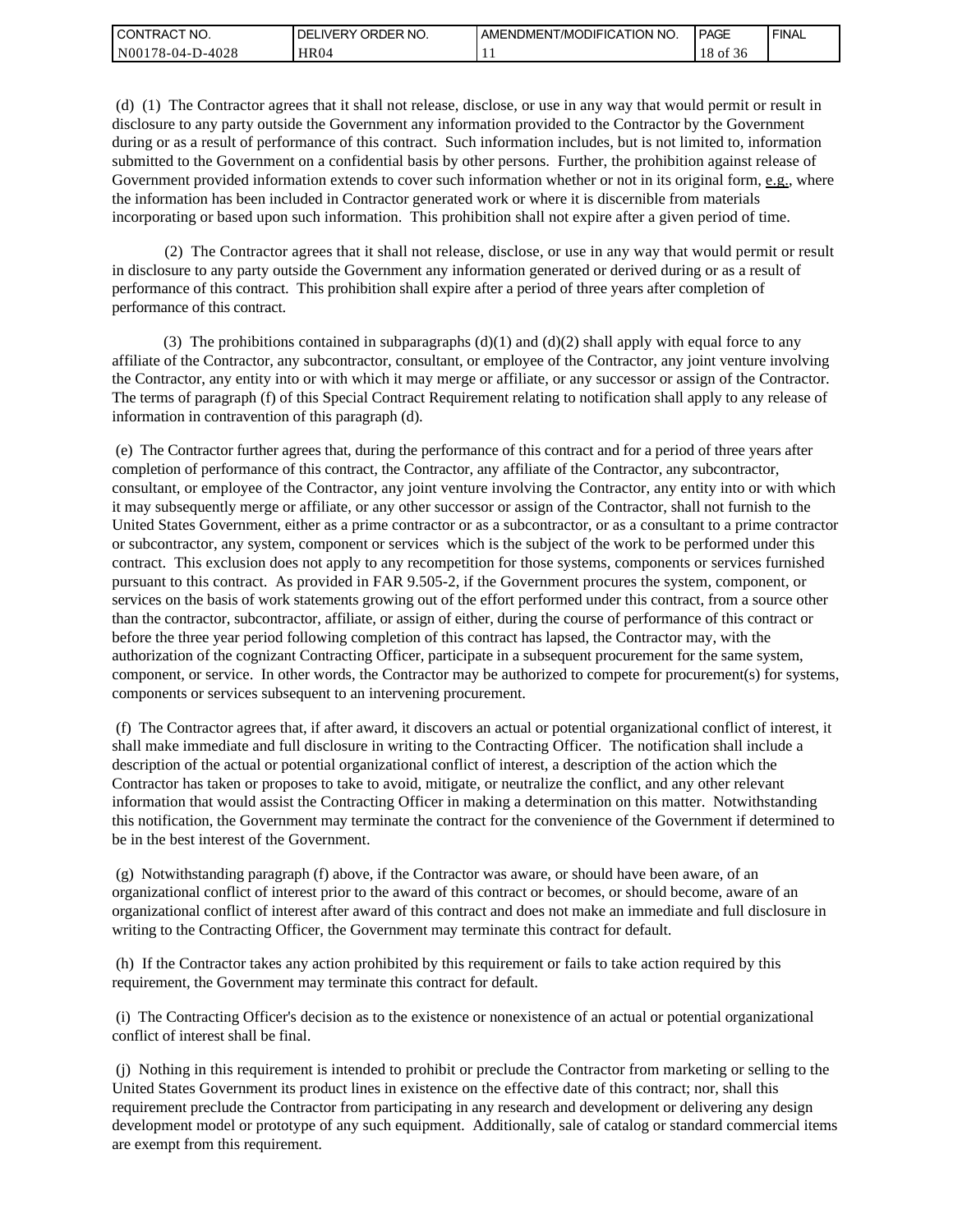(d) (1) The Contractor agrees that it shall not release, disclose, or use in any way that would permit or result in disclosure to any party outside the Government any information provided to the Contractor by the Government during or as a result of performance of this contract. Such information includes, but is not limited to, information submitted to the Government on a confidential basis by other persons. Further, the prohibition against release of Government provided information extends to cover such information whether or not in its original form, e.g., where the information has been included in Contractor generated work or where it is discernible from materials incorporating or based upon such information. This prohibition shall not expire after a given period of time.

(2) The Contractor agrees that it shall not release, disclose, or use in any way that would permit or result in disclosure to any party outside the Government any information generated or derived during or as a result of performance of this contract. This prohibition shall expire after a period of three years after completion of performance of this contract.

(3) The prohibitions contained in subparagraphs (d)(1) and (d)(2) shall apply with equal force to any affiliate of the Contractor, any subcontractor, consultant, or employee of the Contractor, any joint venture involving the Contractor, any entity into or with which it may merge or affiliate, or any successor or assign of the Contractor. The terms of paragraph (f) of this Special Contract Requirement relating to notification shall apply to any release of information in contravention of this paragraph (d).

(e) The Contractor further agrees that, during the performance of this contract and for a period of three years after completion of performance of this contract, the Contractor, any affiliate of the Contractor, any subcontractor, consultant, or employee of the Contractor, any joint venture involving the Contractor, any entity into or with which it may subsequently merge or affiliate, or any other successor or assign of the Contractor, shall not furnish to the United States Government, either as a prime contractor or as a subcontractor, or as a consultant to a prime contractor or subcontractor, any system, component or services which is the subject of the work to be performed under this contract. This exclusion does not apply to any recompetition for those systems, components or services furnished pursuant to this contract. As provided in FAR 9.505-2, if the Government procures the system, component, or services on the basis of work statements growing out of the effort performed under this contract, from a source other than the contractor, subcontractor, affiliate, or assign of either, during the course of performance of this contract or before the three year period following completion of this contract has lapsed, the Contractor may, with the authorization of the cognizant Contracting Officer, participate in a subsequent procurement for the same system, component, or service. In other words, the Contractor may be authorized to compete for procurement(s) for systems, components or services subsequent to an intervening procurement.

(f) The Contractor agrees that, if after award, it discovers an actual or potential organizational conflict of interest, it shall make immediate and full disclosure in writing to the Contracting Officer. The notification shall include a description of the actual or potential organizational conflict of interest, a description of the action which the Contractor has taken or proposes to take to avoid, mitigate, or neutralize the conflict, and any other relevant information that would assist the Contracting Officer in making a determination on this matter. Notwithstanding this notification, the Government may terminate the contract for the convenience of the Government if determined to be in the best interest of the Government.

(g) Notwithstanding paragraph (f) above, if the Contractor was aware, or should have been aware, of an organizational conflict of interest prior to the award of this contract or becomes, or should become, aware of an organizational conflict of interest after award of this contract and does not make an immediate and full disclosure in writing to the Contracting Officer, the Government may terminate this contract for default.

(h) If the Contractor takes any action prohibited by this requirement or fails to take action required by this requirement, the Government may terminate this contract for default.

(i) The Contracting Officer's decision as to the existence or nonexistence of an actual or potential organizational conflict of interest shall be final.

(j) Nothing in this requirement is intended to prohibit or preclude the Contractor from marketing or selling to the United States Government its product lines in existence on the effective date of this contract; nor, shall this requirement preclude the Contractor from participating in any research and development or delivering any design development model or prototype of any such equipment. Additionally, sale of catalog or standard commercial items are exempt from this requirement.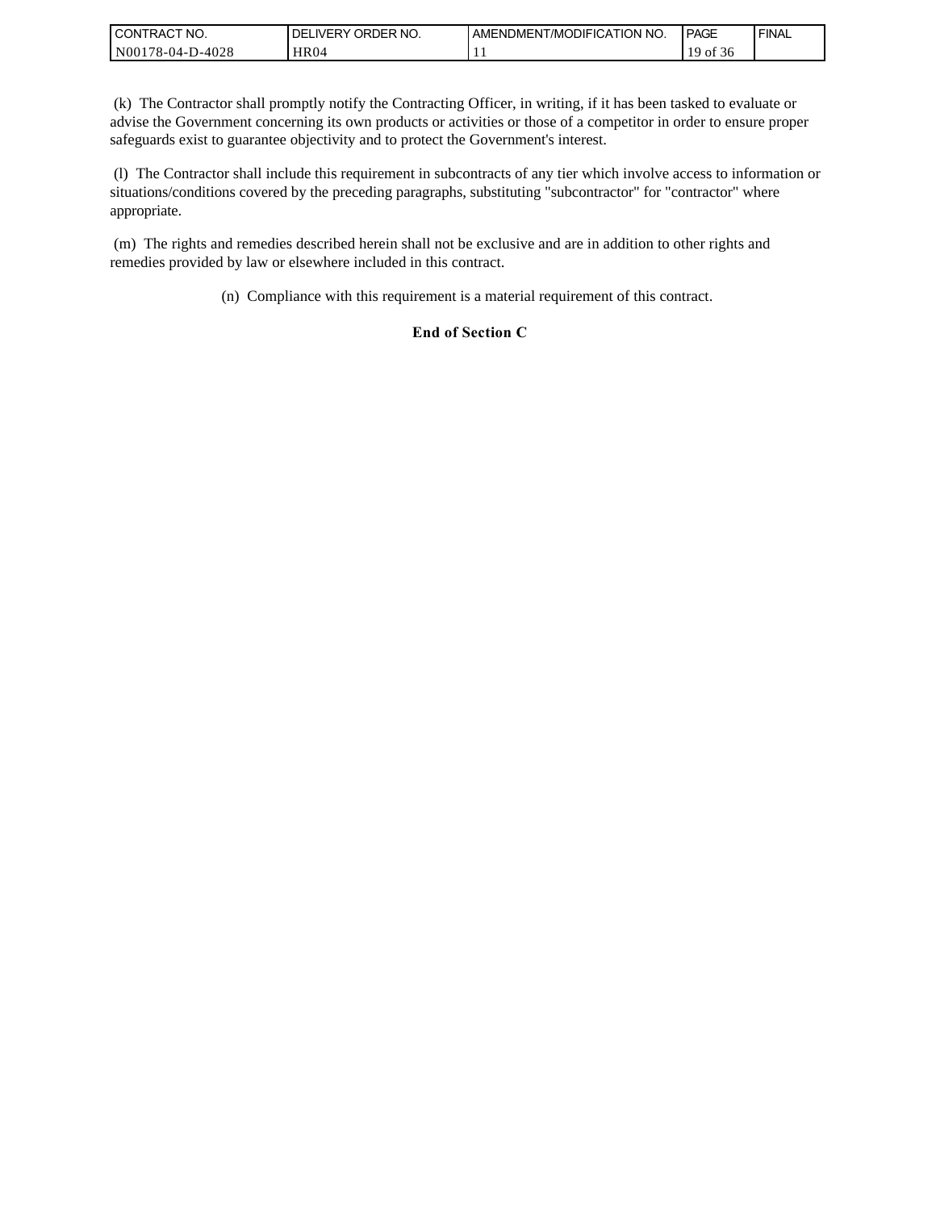(k) The Contractor shall promptly notify the Contracting Officer, in writing, if it has been tasked to evaluate or advise the Government concerning its own products or activities or those of a competitor in order to ensure proper safeguards exist to guarantee objectivity and to protect the Government's interest.

(l) The Contractor shall include this requirement in subcontracts of any tier which involve access to information or situations/conditions covered by the preceding paragraphs, substituting "subcontractor" for "contractor" where appropriate.

(m) The rights and remedies described herein shall not be exclusive and are in addition to other rights and remedies provided by law or elsewhere included in this contract.

(n) Compliance with this requirement is a material requirement of this contract.

**End of Section C**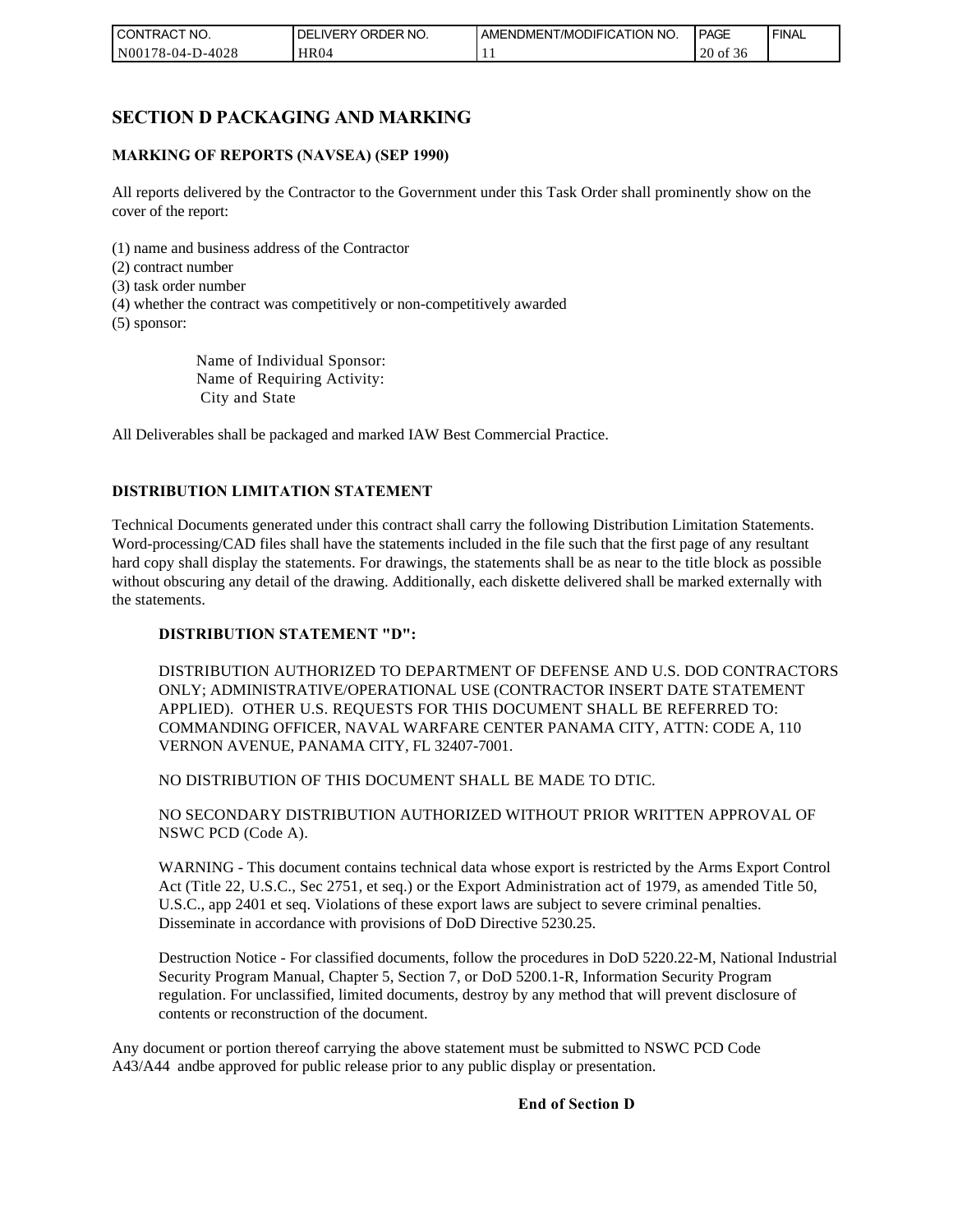# SECTION D PACKAGING AND MARKING

### MARKING OF REPORTS (NAVSEA) (SEP 1990)

All reports delivered by the Contractor to the Government under this Task Order shall prominently show on the cover of the report:

(1) name and business address of the Contractor
(2) contract number
(3) task order number
(4) whether the contract was competitively or non-competitively awarded
(5) sponsor:

Name of Individual Sponsor:
Name of Requiring Activity:
City and State

All Deliverables shall be packaged and marked IAW Best Commercial Practice.

### DISTRIBUTION LIMITATION STATEMENT

Technical Documents generated under this contract shall carry the following Distribution Limitation Statements. Word-processing/CAD files shall have the statements included in the file such that the first page of any resultant hard copy shall display the statements. For drawings, the statements shall be as near to the title block as possible without obscuring any detail of the drawing. Additionally, each diskette delivered shall be marked externally with the statements.

**DISTRIBUTION STATEMENT "D":**

DISTRIBUTION AUTHORIZED TO DEPARTMENT OF DEFENSE AND U.S. DOD CONTRACTORS ONLY; ADMINISTRATIVE/OPERATIONAL USE (CONTRACTOR INSERT DATE STATEMENT APPLIED). OTHER U.S. REQUESTS FOR THIS DOCUMENT SHALL BE REFERRED TO: COMMANDING OFFICER, NAVAL WARFARE CENTER PANAMA CITY, ATTN: CODE A, 110 VERNON AVENUE, PANAMA CITY, FL 32407-7001.

NO DISTRIBUTION OF THIS DOCUMENT SHALL BE MADE TO DTIC.

NO SECONDARY DISTRIBUTION AUTHORIZED WITHOUT PRIOR WRITTEN APPROVAL OF NSWC PCD (Code A).

WARNING - This document contains technical data whose export is restricted by the Arms Export Control Act (Title 22, U.S.C., Sec 2751, et seq.) or the Export Administration act of 1979, as amended Title 50, U.S.C., app 2401 et seq. Violations of these export laws are subject to severe criminal penalties. Disseminate in accordance with provisions of DoD Directive 5230.25.

Destruction Notice - For classified documents, follow the procedures in DoD 5220.22-M, National Industrial Security Program Manual, Chapter 5, Section 7, or DoD 5200.1-R, Information Security Program regulation. For unclassified, limited documents, destroy by any method that will prevent disclosure of contents or reconstruction of the document.

Any document or portion thereof carrying the above statement must be submitted to NSWC PCD Code A43/A44 andbe approved for public release prior to any public display or presentation.

**End of Section D**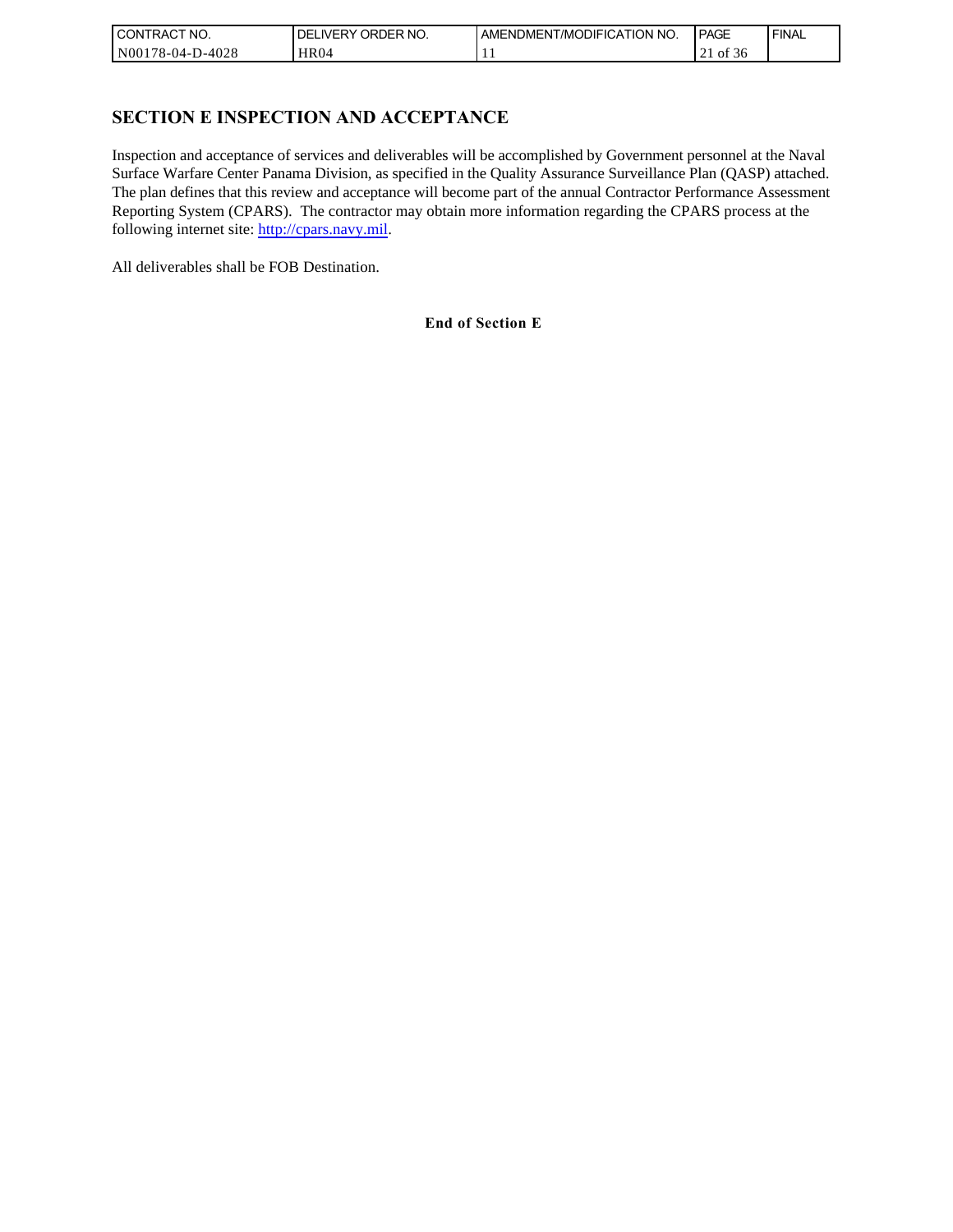# SECTION E INSPECTION AND ACCEPTANCE

Inspection and acceptance of services and deliverables will be accomplished by Government personnel at the Naval Surface Warfare Center Panama Division, as specified in the Quality Assurance Surveillance Plan (QASP) attached. The plan defines that this review and acceptance will become part of the annual Contractor Performance Assessment Reporting System (CPARS). The contractor may obtain more information regarding the CPARS process at the following internet site: [http://cpars.navy.mil](http://cpars.navy.mil).

All deliverables shall be FOB Destination.

**End of Section E**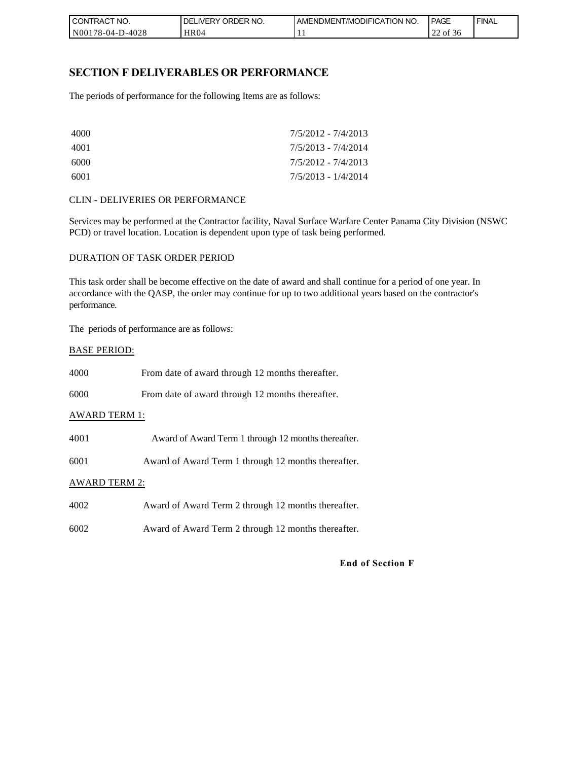## SECTION F DELIVERABLES OR PERFORMANCE

The periods of performance for the following Items are as follows:

| | |
|---|---|
| 4000 | 7/5/2012 - 7/4/2013 |
| 4001 | 7/5/2013 - 7/4/2014 |
| 6000 | 7/5/2012 - 7/4/2013 |
| 6001 | 7/5/2013 - 1/4/2014 |

CLIN - DELIVERIES OR PERFORMANCE

Services may be performed at the Contractor facility, Naval Surface Warfare Center Panama City Division (NSWC PCD) or travel location. Location is dependent upon type of task being performed.

DURATION OF TASK ORDER PERIOD

This task order shall be become effective on the date of award and shall continue for a period of one year. In accordance with the QASP, the order may continue for up to two additional years based on the contractor's performance.

The periods of performance are as follows:

BASE PERIOD:

4000 From date of award through 12 months thereafter.

6000 From date of award through 12 months thereafter.

AWARD TERM 1:

4001 Award of Award Term 1 through 12 months thereafter.

6001 Award of Award Term 1 through 12 months thereafter.

AWARD TERM 2:

4002 Award of Award Term 2 through 12 months thereafter.

6002 Award of Award Term 2 through 12 months thereafter.

**End of Section F**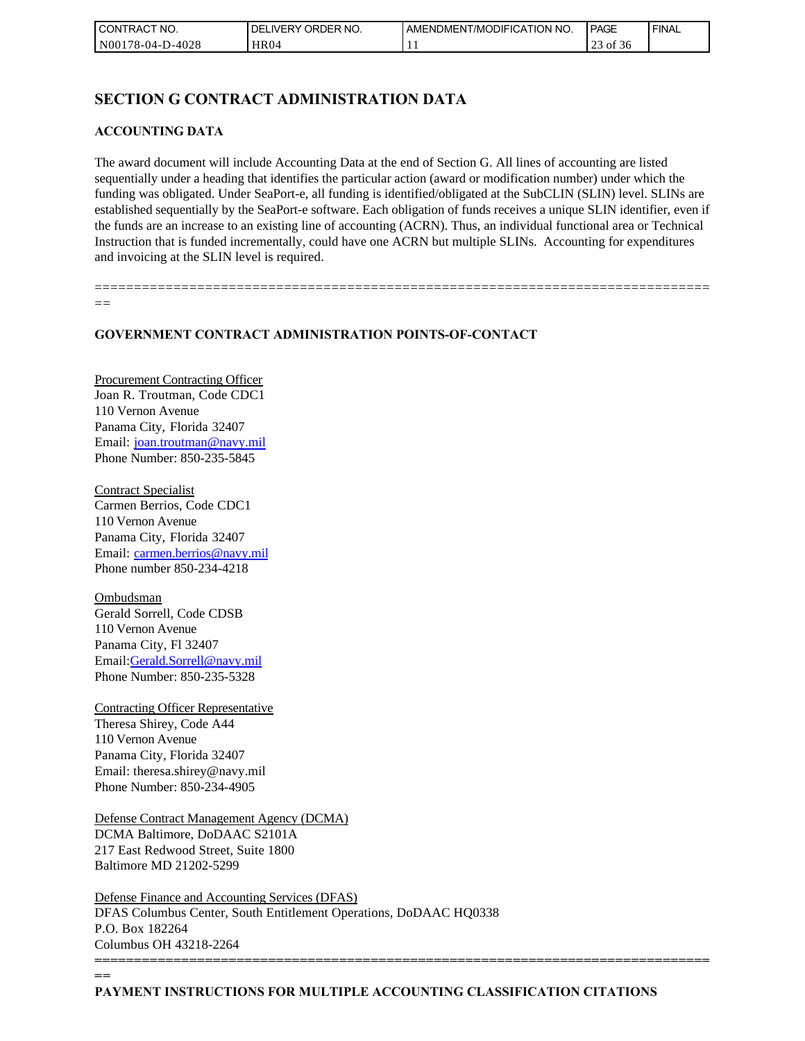# SECTION G CONTRACT ADMINISTRATION DATA

## ACCOUNTING DATA

The award document will include Accounting Data at the end of Section G. All lines of accounting are listed sequentially under a heading that identifies the particular action (award or modification number) under which the funding was obligated. Under SeaPort-e, all funding is identified/obligated at the SubCLIN (SLIN) level. SLINs are established sequentially by the SeaPort-e software. Each obligation of funds receives a unique SLIN identifier, even if the funds are an increase to an existing line of accounting (ACRN). Thus, an individual functional area or Technical Instruction that is funded incrementally, could have one ACRN but multiple SLINs. Accounting for expenditures and invoicing at the SLIN level is required.

================================================================================
==

## GOVERNMENT CONTRACT ADMINISTRATION POINTS-OF-CONTACT

Procurement Contracting Officer
Joan R. Troutman, Code CDC1
110 Vernon Avenue
Panama City, Florida 32407
Email: joan.troutman@navy.mil
Phone Number: 850-235-5845

Contract Specialist
Carmen Berrios, Code CDC1
110 Vernon Avenue
Panama City, Florida 32407
Email: carmen.berrios@navy.mil
Phone number 850-234-4218

Ombudsman
Gerald Sorrell, Code CDSB
110 Vernon Avenue
Panama City, Fl 32407
Email:Gerald.Sorrell@navy.mil
Phone Number: 850-235-5328

Contracting Officer Representative
Theresa Shirey, Code A44
110 Vernon Avenue
Panama City, Florida 32407
Email: theresa.shirey@navy.mil
Phone Number: 850-234-4905

Defense Contract Management Agency (DCMA)
DCMA Baltimore, DoDAAC S2101A
217 East Redwood Street, Suite 1800
Baltimore MD 21202-5299

Defense Finance and Accounting Services (DFAS)
DFAS Columbus Center, South Entitlement Operations, DoDAAC HQ0338
P.O. Box 182264
Columbus OH 43218-2264

================================================================================
==

## PAYMENT INSTRUCTIONS FOR MULTIPLE ACCOUNTING CLASSIFICATION CITATIONS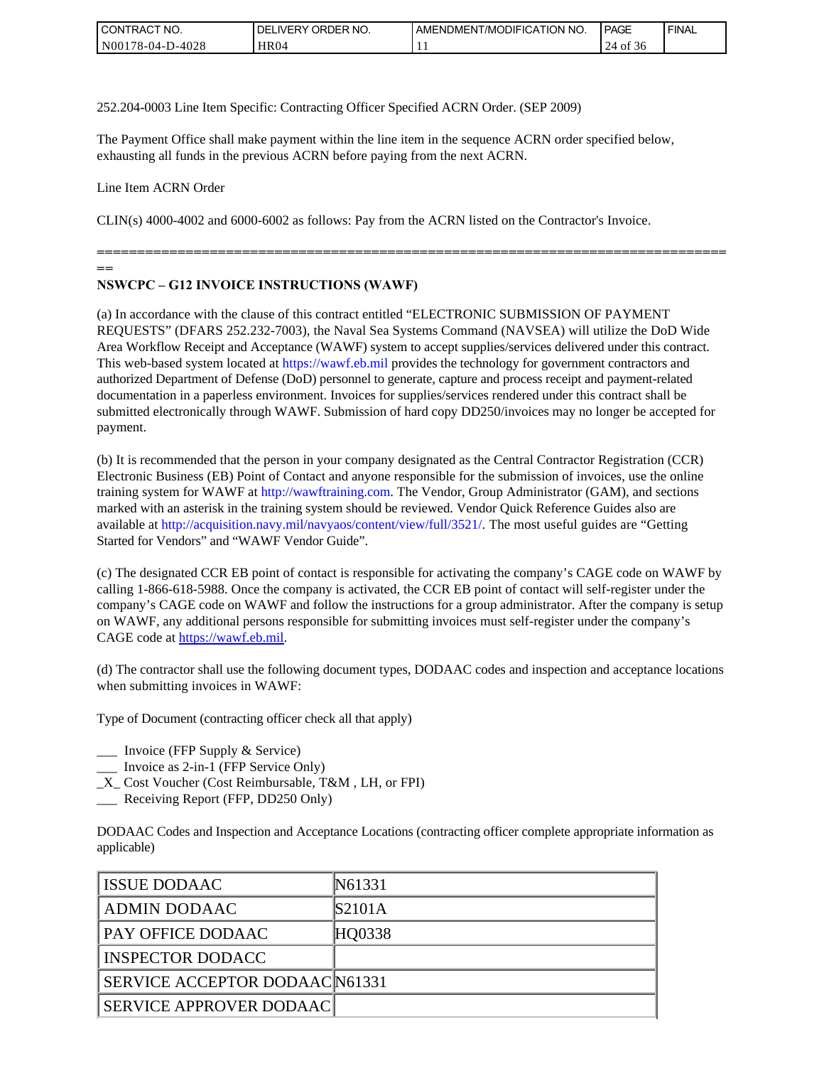252.204-0003 Line Item Specific: Contracting Officer Specified ACRN Order. (SEP 2009)

The Payment Office shall make payment within the line item in the sequence ACRN order specified below, exhausting all funds in the previous ACRN before paying from the next ACRN.

Line Item ACRN Order

CLIN(s) 4000-4002 and 6000-6002 as follows: Pay from the ACRN listed on the Contractor's Invoice.

================================================================================
==

**NSWCPC – G12 INVOICE INSTRUCTIONS (WAWF)**

(a) In accordance with the clause of this contract entitled “ELECTRONIC SUBMISSION OF PAYMENT REQUESTS” (DFARS 252.232-7003), the Naval Sea Systems Command (NAVSEA) will utilize the DoD Wide Area Workflow Receipt and Acceptance (WAWF) system to accept supplies/services delivered under this contract. This web-based system located at https://wawf.eb.mil provides the technology for government contractors and authorized Department of Defense (DoD) personnel to generate, capture and process receipt and payment-related documentation in a paperless environment. Invoices for supplies/services rendered under this contract shall be submitted electronically through WAWF. Submission of hard copy DD250/invoices may no longer be accepted for payment.

(b) It is recommended that the person in your company designated as the Central Contractor Registration (CCR) Electronic Business (EB) Point of Contact and anyone responsible for the submission of invoices, use the online training system for WAWF at http://wawftraining.com. The Vendor, Group Administrator (GAM), and sections marked with an asterisk in the training system should be reviewed. Vendor Quick Reference Guides also are available at http://acquisition.navy.mil/navyaos/content/view/full/3521/. The most useful guides are “Getting Started for Vendors” and “WAWF Vendor Guide”.

(c) The designated CCR EB point of contact is responsible for activating the company’s CAGE code on WAWF by calling 1-866-618-5988. Once the company is activated, the CCR EB point of contact will self-register under the company’s CAGE code on WAWF and follow the instructions for a group administrator. After the company is setup on WAWF, any additional persons responsible for submitting invoices must self-register under the company’s CAGE code at https://wawf.eb.mil.

(d) The contractor shall use the following document types, DODAAC codes and inspection and acceptance locations when submitting invoices in WAWF:

Type of Document (contracting officer check all that apply)

___ Invoice (FFP Supply & Service)
___ Invoice as 2-in-1 (FFP Service Only)
_X_ Cost Voucher (Cost Reimbursable, T&M , LH, or FPI)
___ Receiving Report (FFP, DD250 Only)

DODAAC Codes and Inspection and Acceptance Locations (contracting officer complete appropriate information as applicable)

| | |
|---|---|
| ISSUE DODAAC | N61331 |
| ADMIN DODAAC | S2101A |
| PAY OFFICE DODAAC | HQ0338 |
| INSPECTOR DODACC | |
| SERVICE ACCEPTOR DODAAC | N61331 |
| SERVICE APPROVER DODAAC | |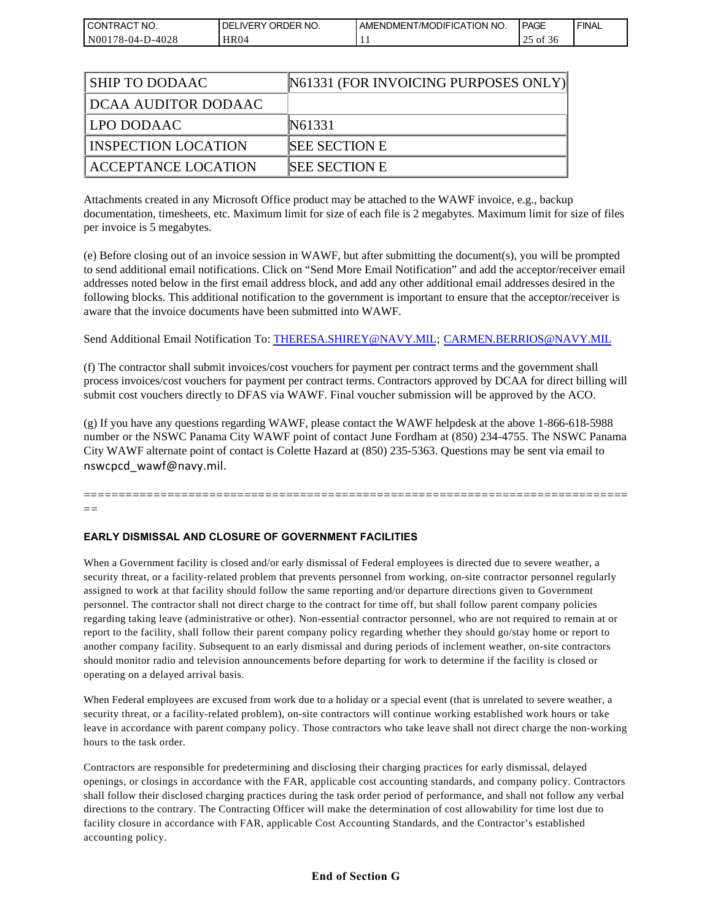| SHIP TO DODAAC | N61331 (FOR INVOICING PURPOSES ONLY) |
|---|---|
| DCAA AUDITOR DODAAC | |
| LPO DODAAC | N61331 |
| INSPECTION LOCATION | SEE SECTION E |
| ACCEPTANCE LOCATION | SEE SECTION E |

Attachments created in any Microsoft Office product may be attached to the WAWF invoice, e.g., backup documentation, timesheets, etc. Maximum limit for size of each file is 2 megabytes. Maximum limit for size of files per invoice is 5 megabytes.

(e) Before closing out of an invoice session in WAWF, but after submitting the document(s), you will be prompted to send additional email notifications. Click on "Send More Email Notification" and add the acceptor/receiver email addresses noted below in the first email address block, and add any other additional email addresses desired in the following blocks. This additional notification to the government is important to ensure that the acceptor/receiver is aware that the invoice documents have been submitted into WAWF.

Send Additional Email Notification To: THERESA.SHIREY@NAVY.MIL; CARMEN.BERRIOS@NAVY.MIL

(f) The contractor shall submit invoices/cost vouchers for payment per contract terms and the government shall process invoices/cost vouchers for payment per contract terms. Contractors approved by DCAA for direct billing will submit cost vouchers directly to DFAS via WAWF. Final voucher submission will be approved by the ACO.

(g) If you have any questions regarding WAWF, please contact the WAWF helpdesk at the above 1-866-618-5988 number or the NSWC Panama City WAWF point of contact June Fordham at (850) 234-4755. The NSWC Panama City WAWF alternate point of contact is Colette Hazard at (850) 235-5363. Questions may be sent via email to nswcpcd_wawf@navy.mil.

==============================================================================
==

**EARLY DISMISSAL AND CLOSURE OF GOVERNMENT FACILITIES**

When a Government facility is closed and/or early dismissal of Federal employees is directed due to severe weather, a security threat, or a facility-related problem that prevents personnel from working, on-site contractor personnel regularly assigned to work at that facility should follow the same reporting and/or departure directions given to Government personnel. The contractor shall not direct charge to the contract for time off, but shall follow parent company policies regarding taking leave (administrative or other). Non-essential contractor personnel, who are not required to remain at or report to the facility, shall follow their parent company policy regarding whether they should go/stay home or report to another company facility. Subsequent to an early dismissal and during periods of inclement weather, on-site contractors should monitor radio and television announcements before departing for work to determine if the facility is closed or operating on a delayed arrival basis.

When Federal employees are excused from work due to a holiday or a special event (that is unrelated to severe weather, a security threat, or a facility-related problem), on-site contractors will continue working established work hours or take leave in accordance with parent company policy. Those contractors who take leave shall not direct charge the non-working hours to the task order.

Contractors are responsible for predetermining and disclosing their charging practices for early dismissal, delayed openings, or closings in accordance with the FAR, applicable cost accounting standards, and company policy. Contractors shall follow their disclosed charging practices during the task order period of performance, and shall not follow any verbal directions to the contrary. The Contracting Officer will make the determination of cost allowability for time lost due to facility closure in accordance with FAR, applicable Cost Accounting Standards, and the Contractor's established accounting policy.

**End of Section G**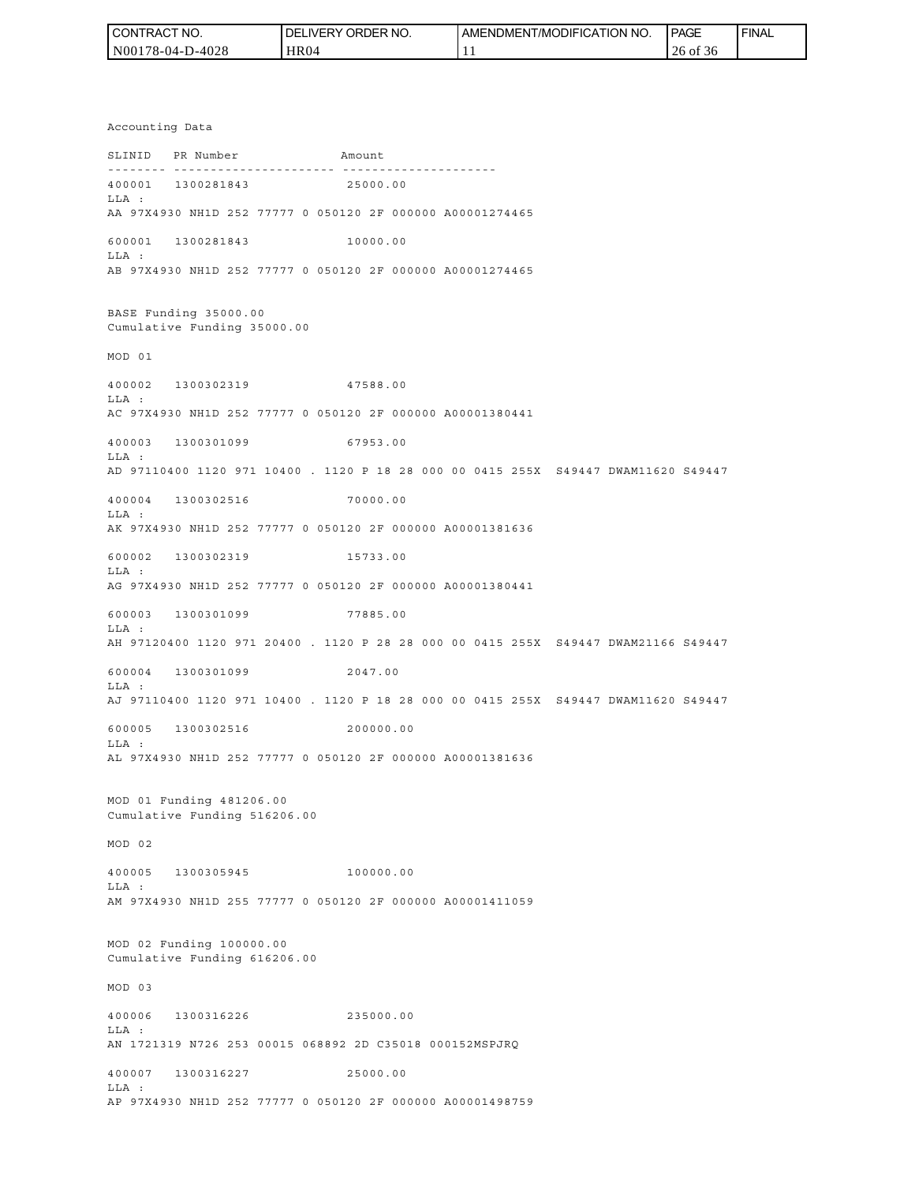Accounting Data

```
SLINID   PR Number              Amount
-------- ---------------------- ---------------------
400001   1300281843             25000.00
LLA :
AA 97X4930 NH1D 252 77777 0 050120 2F 000000 A00001274465

600001   1300281843             10000.00
LLA :
AB 97X4930 NH1D 252 77777 0 050120 2F 000000 A00001274465


BASE Funding 35000.00
Cumulative Funding 35000.00

MOD 01

400002   1300302319             47588.00
LLA :
AC 97X4930 NH1D 252 77777 0 050120 2F 000000 A00001380441

400003   1300301099             67953.00
LLA :
AD 97110400 1120 971 10400 . 1120 P 18 28 000 00 0415 255X  S49447 DWAM11620 S49447

400004   1300302516             70000.00
LLA :
AK 97X4930 NH1D 252 77777 0 050120 2F 000000 A00001381636

600002   1300302319             15733.00
LLA :
AG 97X4930 NH1D 252 77777 0 050120 2F 000000 A00001380441

600003   1300301099             77885.00
LLA :
AH 97120400 1120 971 20400 . 1120 P 28 28 000 00 0415 255X  S49447 DWAM21166 S49447

600004   1300301099             2047.00
LLA :
AJ 97110400 1120 971 10400 . 1120 P 18 28 000 00 0415 255X  S49447 DWAM11620 S49447

600005   1300302516             200000.00
LLA :
AL 97X4930 NH1D 252 77777 0 050120 2F 000000 A00001381636


MOD 01 Funding 481206.00
Cumulative Funding 516206.00

MOD 02

400005   1300305945             100000.00
LLA :
AM 97X4930 NH1D 255 77777 0 050120 2F 000000 A00001411059


MOD 02 Funding 100000.00
Cumulative Funding 616206.00

MOD 03

400006   1300316226             235000.00
LLA :
AN 1721319 N726 253 00015 068892 2D C35018 000152MSPJRQ

400007   1300316227             25000.00
LLA :
AP 97X4930 NH1D 252 77777 0 050120 2F 000000 A00001498759
```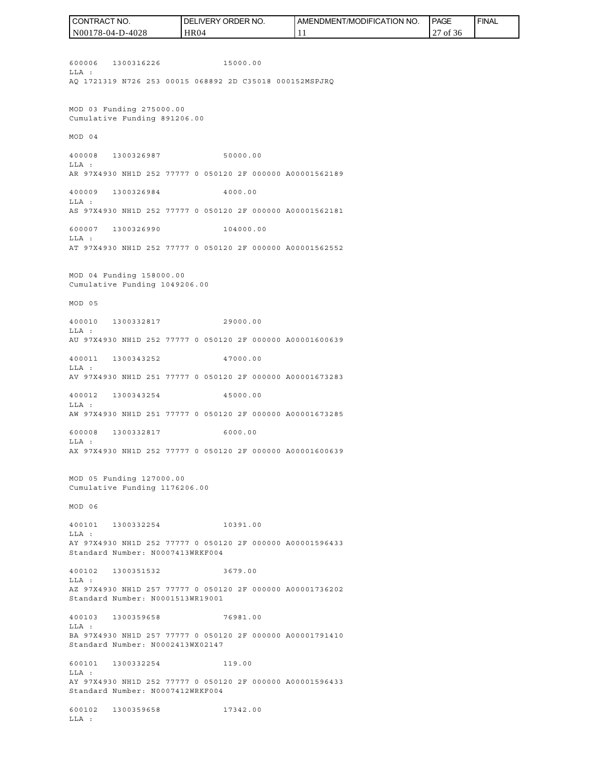600006 1300316226 15000.00
LLA :
AQ 1721319 N726 253 00015 068892 2D C35018 000152MSPJRQ

MOD 03 Funding 275000.00
Cumulative Funding 891206.00

MOD 04

400008 1300326987 50000.00
LLA :
AR 97X4930 NH1D 252 77777 0 050120 2F 000000 A00001562189

400009 1300326984 4000.00
LLA :
AS 97X4930 NH1D 252 77777 0 050120 2F 000000 A00001562181

600007 1300326990 104000.00
LLA :
AT 97X4930 NH1D 252 77777 0 050120 2F 000000 A00001562552

MOD 04 Funding 158000.00
Cumulative Funding 1049206.00

MOD 05

400010 1300332817 29000.00
LLA :
AU 97X4930 NH1D 252 77777 0 050120 2F 000000 A00001600639

400011 1300343252 47000.00
LLA :
AV 97X4930 NH1D 251 77777 0 050120 2F 000000 A00001673283

400012 1300343254 45000.00
LLA :
AW 97X4930 NH1D 251 77777 0 050120 2F 000000 A00001673285

600008 1300332817 6000.00
LLA :
AX 97X4930 NH1D 252 77777 0 050120 2F 000000 A00001600639

MOD 05 Funding 127000.00
Cumulative Funding 1176206.00

MOD 06

400101 1300332254 10391.00
LLA :
AY 97X4930 NH1D 252 77777 0 050120 2F 000000 A00001596433
Standard Number: N0007413WRKF004

400102 1300351532 3679.00
LLA :
AZ 97X4930 NH1D 257 77777 0 050120 2F 000000 A00001736202
Standard Number: N0001513WR19001

400103 1300359658 76981.00
LLA :
BA 97X4930 NH1D 257 77777 0 050120 2F 000000 A00001791410
Standard Number: N0002413WX02147

600101 1300332254 119.00
LLA :
AY 97X4930 NH1D 252 77777 0 050120 2F 000000 A00001596433
Standard Number: N0007412WRKF004

600102 1300359658 17342.00
LLA :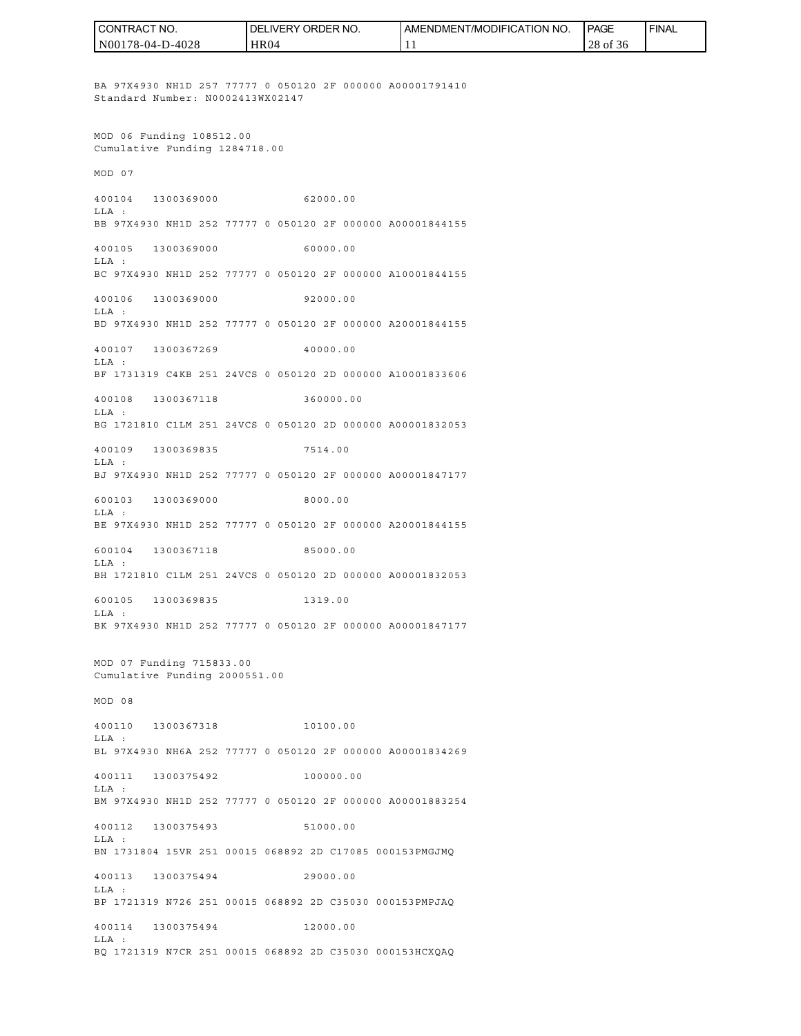BA 97X4930 NH1D 257 77777 0 050120 2F 000000 A00001791410
Standard Number: N0002413WX02147

MOD 06 Funding 108512.00
Cumulative Funding 1284718.00

MOD 07

400104 1300369000 62000.00
LLA :
BB 97X4930 NH1D 252 77777 0 050120 2F 000000 A00001844155

400105 1300369000 60000.00
LLA :
BC 97X4930 NH1D 252 77777 0 050120 2F 000000 A10001844155

400106 1300369000 92000.00
LLA :
BD 97X4930 NH1D 252 77777 0 050120 2F 000000 A20001844155

400107 1300367269 40000.00
LLA :
BF 1731319 C4KB 251 24VCS 0 050120 2D 000000 A10001833606

400108 1300367118 360000.00
LLA :
BG 1721810 C1LM 251 24VCS 0 050120 2D 000000 A00001832053

400109 1300369835 7514.00
LLA :
BJ 97X4930 NH1D 252 77777 0 050120 2F 000000 A00001847177

600103 1300369000 8000.00
LLA :
BE 97X4930 NH1D 252 77777 0 050120 2F 000000 A20001844155

600104 1300367118 85000.00
LLA :
BH 1721810 C1LM 251 24VCS 0 050120 2D 000000 A00001832053

600105 1300369835 1319.00
LLA :
BK 97X4930 NH1D 252 77777 0 050120 2F 000000 A00001847177

MOD 07 Funding 715833.00
Cumulative Funding 2000551.00

MOD 08

400110 1300367318 10100.00
LLA :
BL 97X4930 NH6A 252 77777 0 050120 2F 000000 A00001834269

400111 1300375492 100000.00
LLA :
BM 97X4930 NH1D 252 77777 0 050120 2F 000000 A00001883254

400112 1300375493 51000.00
LLA :
BN 1731804 15VR 251 00015 068892 2D C17085 000153PMGJMQ

400113 1300375494 29000.00
LLA :
BP 1721319 N726 251 00015 068892 2D C35030 000153PMPJAQ

400114 1300375494 12000.00
LLA :
BQ 1721319 N7CR 251 00015 068892 2D C35030 000153HCXQAQ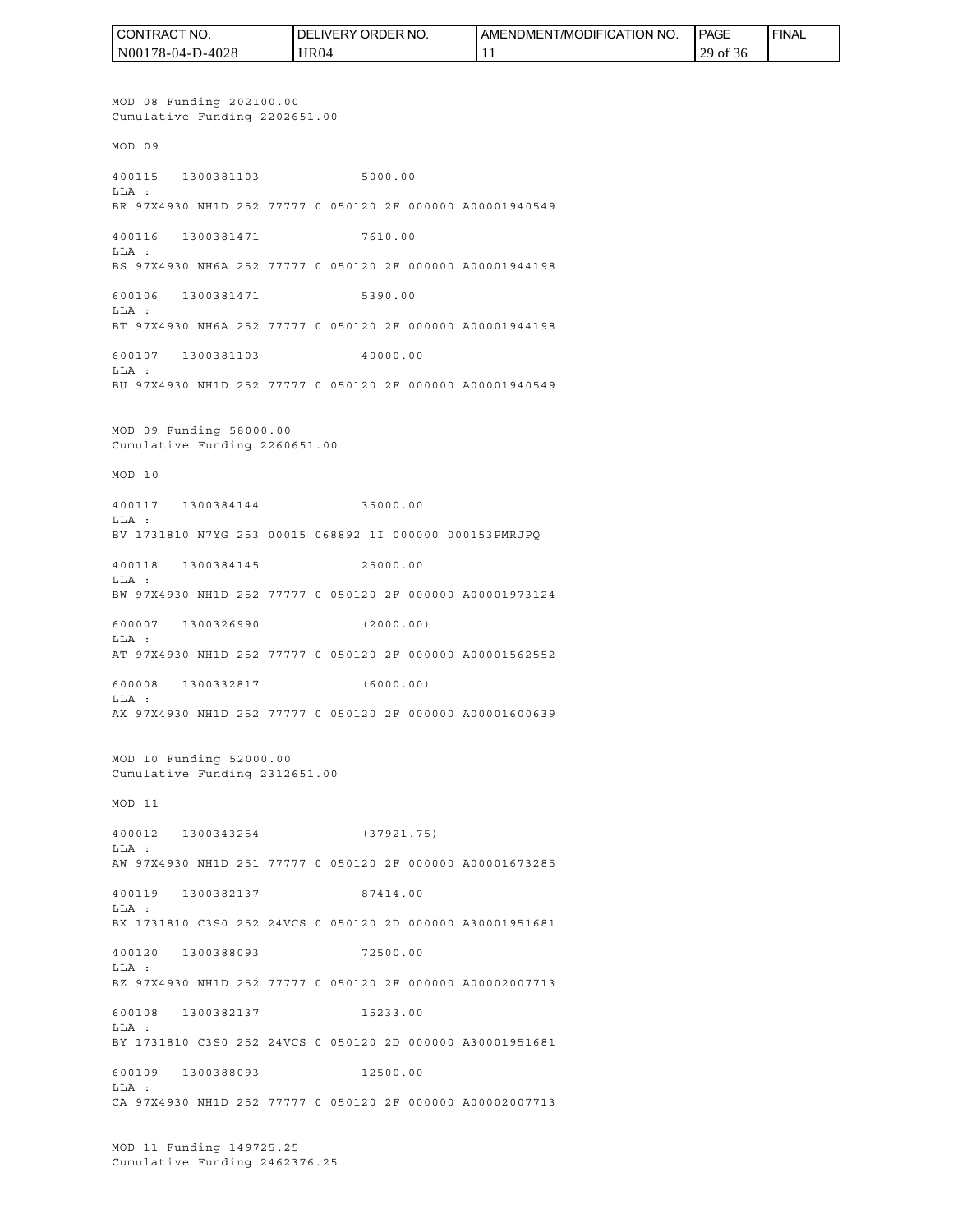MOD 08 Funding 202100.00
Cumulative Funding 2202651.00

MOD 09

400115 1300381103 5000.00
LLA :
BR 97X4930 NH1D 252 77777 0 050120 2F 000000 A00001940549

400116 1300381471 7610.00
LLA :
BS 97X4930 NH6A 252 77777 0 050120 2F 000000 A00001944198

600106 1300381471 5390.00
LLA :
BT 97X4930 NH6A 252 77777 0 050120 2F 000000 A00001944198

600107 1300381103 40000.00
LLA :
BU 97X4930 NH1D 252 77777 0 050120 2F 000000 A00001940549

MOD 09 Funding 58000.00
Cumulative Funding 2260651.00

MOD 10

400117 1300384144 35000.00
LLA :
BV 1731810 N7YG 253 00015 068892 1I 000000 000153PMRJPQ

400118 1300384145 25000.00
LLA :
BW 97X4930 NH1D 252 77777 0 050120 2F 000000 A00001973124

600007 1300326990 (2000.00)
LLA :
AT 97X4930 NH1D 252 77777 0 050120 2F 000000 A00001562552

600008 1300332817 (6000.00)
LLA :
AX 97X4930 NH1D 252 77777 0 050120 2F 000000 A00001600639

MOD 10 Funding 52000.00
Cumulative Funding 2312651.00

MOD 11

400012 1300343254 (37921.75)
LLA :
AW 97X4930 NH1D 251 77777 0 050120 2F 000000 A00001673285

400119 1300382137 87414.00
LLA :
BX 1731810 C3S0 252 24VCS 0 050120 2D 000000 A30001951681

400120 1300388093 72500.00
LLA :
BZ 97X4930 NH1D 252 77777 0 050120 2F 000000 A00002007713

600108 1300382137 15233.00
LLA :
BY 1731810 C3S0 252 24VCS 0 050120 2D 000000 A30001951681

600109 1300388093 12500.00
LLA :
CA 97X4930 NH1D 252 77777 0 050120 2F 000000 A00002007713

MOD 11 Funding 149725.25
Cumulative Funding 2462376.25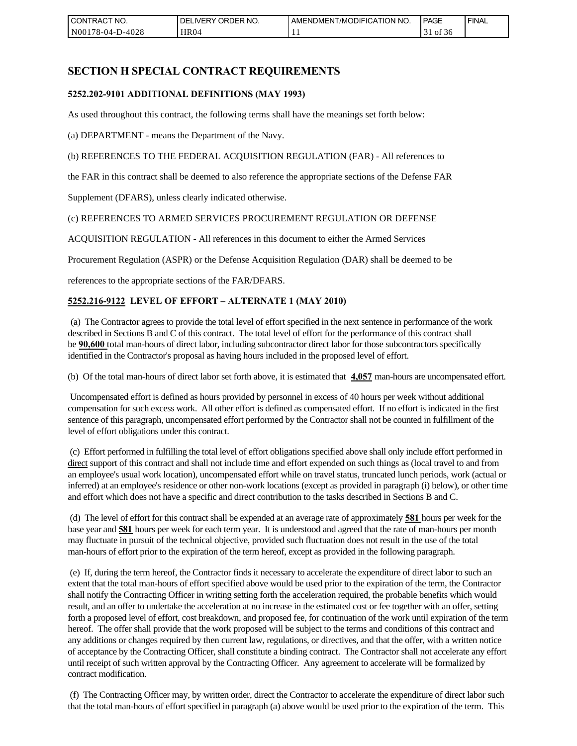# SECTION H SPECIAL CONTRACT REQUIREMENTS

### 5252.202-9101 ADDITIONAL DEFINITIONS (MAY 1993)

As used throughout this contract, the following terms shall have the meanings set forth below:

(a) DEPARTMENT - means the Department of the Navy.

(b) REFERENCES TO THE FEDERAL ACQUISITION REGULATION (FAR) - All references to the FAR in this contract shall be deemed to also reference the appropriate sections of the Defense FAR Supplement (DFARS), unless clearly indicated otherwise.

(c) REFERENCES TO ARMED SERVICES PROCUREMENT REGULATION OR DEFENSE ACQUISITION REGULATION - All references in this document to either the Armed Services Procurement Regulation (ASPR) or the Defense Acquisition Regulation (DAR) shall be deemed to be references to the appropriate sections of the FAR/DFARS.

### 5252.216-9122 LEVEL OF EFFORT – ALTERNATE 1 (MAY 2010)

(a) The Contractor agrees to provide the total level of effort specified in the next sentence in performance of the work described in Sections B and C of this contract. The total level of effort for the performance of this contract shall be **90,600** total man-hours of direct labor, including subcontractor direct labor for those subcontractors specifically identified in the Contractor's proposal as having hours included in the proposed level of effort.

(b) Of the total man-hours of direct labor set forth above, it is estimated that **4,057** man-hours are uncompensated effort.

Uncompensated effort is defined as hours provided by personnel in excess of 40 hours per week without additional compensation for such excess work. All other effort is defined as compensated effort. If no effort is indicated in the first sentence of this paragraph, uncompensated effort performed by the Contractor shall not be counted in fulfillment of the level of effort obligations under this contract.

(c) Effort performed in fulfilling the total level of effort obligations specified above shall only include effort performed in direct support of this contract and shall not include time and effort expended on such things as (local travel to and from an employee's usual work location), uncompensated effort while on travel status, truncated lunch periods, work (actual or inferred) at an employee's residence or other non-work locations (except as provided in paragraph (i) below), or other time and effort which does not have a specific and direct contribution to the tasks described in Sections B and C.

(d) The level of effort for this contract shall be expended at an average rate of approximately **581** hours per week for the base year and **581** hours per week for each term year. It is understood and agreed that the rate of man-hours per month may fluctuate in pursuit of the technical objective, provided such fluctuation does not result in the use of the total man-hours of effort prior to the expiration of the term hereof, except as provided in the following paragraph.

(e) If, during the term hereof, the Contractor finds it necessary to accelerate the expenditure of direct labor to such an extent that the total man-hours of effort specified above would be used prior to the expiration of the term, the Contractor shall notify the Contracting Officer in writing setting forth the acceleration required, the probable benefits which would result, and an offer to undertake the acceleration at no increase in the estimated cost or fee together with an offer, setting forth a proposed level of effort, cost breakdown, and proposed fee, for continuation of the work until expiration of the term hereof. The offer shall provide that the work proposed will be subject to the terms and conditions of this contract and any additions or changes required by then current law, regulations, or directives, and that the offer, with a written notice of acceptance by the Contracting Officer, shall constitute a binding contract. The Contractor shall not accelerate any effort until receipt of such written approval by the Contracting Officer. Any agreement to accelerate will be formalized by contract modification.

(f) The Contracting Officer may, by written order, direct the Contractor to accelerate the expenditure of direct labor such that the total man-hours of effort specified in paragraph (a) above would be used prior to the expiration of the term. This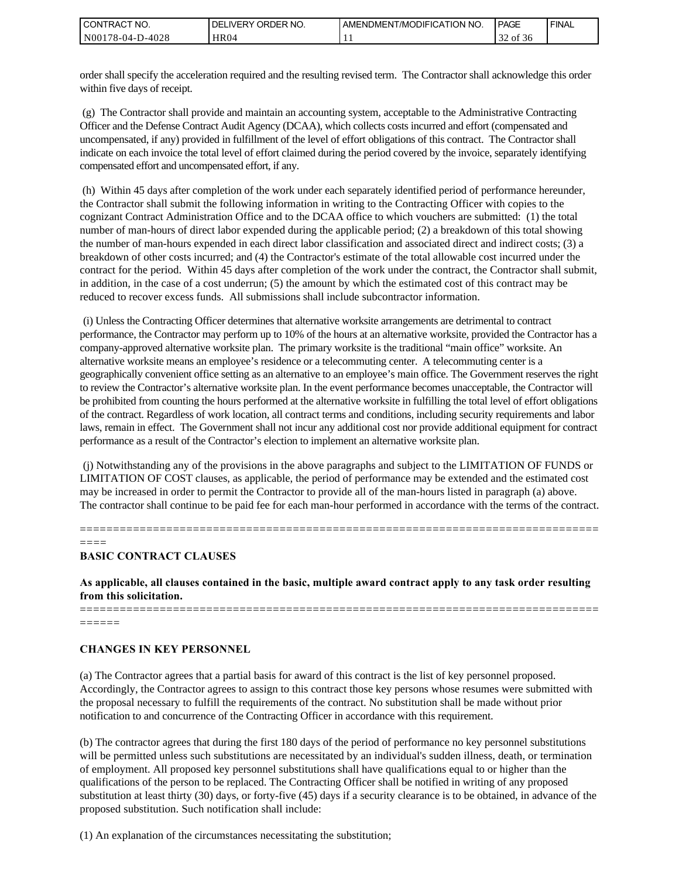order shall specify the acceleration required and the resulting revised term. The Contractor shall acknowledge this order within five days of receipt.

(g) The Contractor shall provide and maintain an accounting system, acceptable to the Administrative Contracting Officer and the Defense Contract Audit Agency (DCAA), which collects costs incurred and effort (compensated and uncompensated, if any) provided in fulfillment of the level of effort obligations of this contract. The Contractor shall indicate on each invoice the total level of effort claimed during the period covered by the invoice, separately identifying compensated effort and uncompensated effort, if any.

(h) Within 45 days after completion of the work under each separately identified period of performance hereunder, the Contractor shall submit the following information in writing to the Contracting Officer with copies to the cognizant Contract Administration Office and to the DCAA office to which vouchers are submitted: (1) the total number of man-hours of direct labor expended during the applicable period; (2) a breakdown of this total showing the number of man-hours expended in each direct labor classification and associated direct and indirect costs; (3) a breakdown of other costs incurred; and (4) the Contractor's estimate of the total allowable cost incurred under the contract for the period. Within 45 days after completion of the work under the contract, the Contractor shall submit, in addition, in the case of a cost underrun; (5) the amount by which the estimated cost of this contract may be reduced to recover excess funds. All submissions shall include subcontractor information.

(i) Unless the Contracting Officer determines that alternative worksite arrangements are detrimental to contract performance, the Contractor may perform up to 10% of the hours at an alternative worksite, provided the Contractor has a company-approved alternative worksite plan. The primary worksite is the traditional "main office" worksite. An alternative worksite means an employee's residence or a telecommuting center. A telecommuting center is a geographically convenient office setting as an alternative to an employee's main office. The Government reserves the right to review the Contractor's alternative worksite plan. In the event performance becomes unacceptable, the Contractor will be prohibited from counting the hours performed at the alternative worksite in fulfilling the total level of effort obligations of the contract. Regardless of work location, all contract terms and conditions, including security requirements and labor laws, remain in effect. The Government shall not incur any additional cost nor provide additional equipment for contract performance as a result of the Contractor's election to implement an alternative worksite plan.

(j) Notwithstanding any of the provisions in the above paragraphs and subject to the LIMITATION OF FUNDS or LIMITATION OF COST clauses, as applicable, the period of performance may be extended and the estimated cost may be increased in order to permit the Contractor to provide all of the man-hours listed in paragraph (a) above. The contractor shall continue to be paid fee for each man-hour performed in accordance with the terms of the contract.

================================================================================

**BASIC CONTRACT CLAUSES**

**As applicable, all clauses contained in the basic, multiple award contract apply to any task order resulting from this solicitation.**

==================================================================================

**CHANGES IN KEY PERSONNEL**

(a) The Contractor agrees that a partial basis for award of this contract is the list of key personnel proposed. Accordingly, the Contractor agrees to assign to this contract those key persons whose resumes were submitted with the proposal necessary to fulfill the requirements of the contract. No substitution shall be made without prior notification to and concurrence of the Contracting Officer in accordance with this requirement.

(b) The contractor agrees that during the first 180 days of the period of performance no key personnel substitutions will be permitted unless such substitutions are necessitated by an individual's sudden illness, death, or termination of employment. All proposed key personnel substitutions shall have qualifications equal to or higher than the qualifications of the person to be replaced. The Contracting Officer shall be notified in writing of any proposed substitution at least thirty (30) days, or forty-five (45) days if a security clearance is to be obtained, in advance of the proposed substitution. Such notification shall include:

(1) An explanation of the circumstances necessitating the substitution;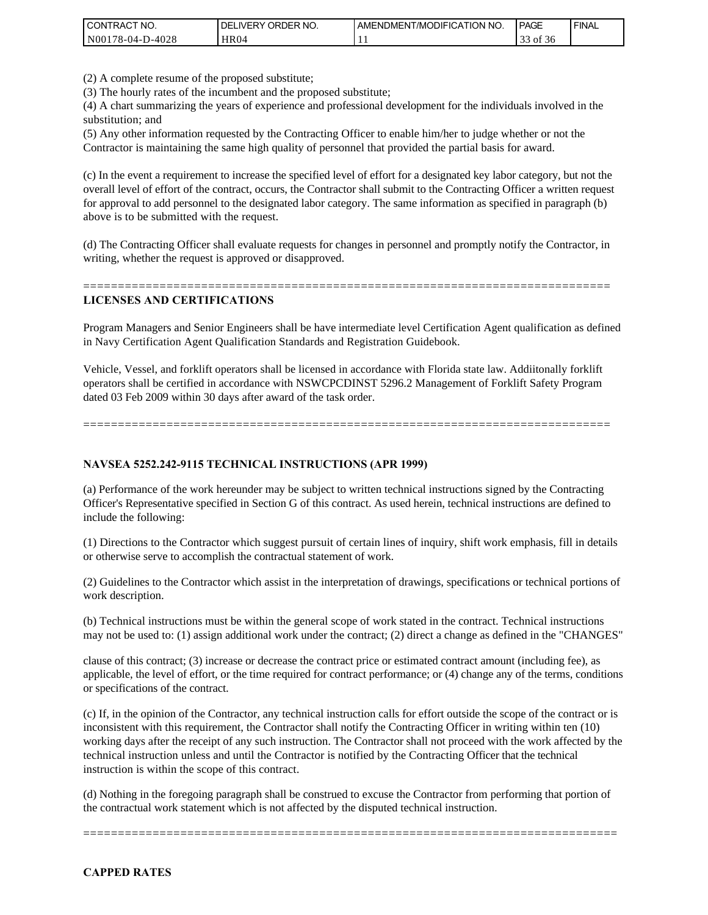(2) A complete resume of the proposed substitute;
(3) The hourly rates of the incumbent and the proposed substitute;
(4) A chart summarizing the years of experience and professional development for the individuals involved in the substitution; and
(5) Any other information requested by the Contracting Officer to enable him/her to judge whether or not the Contractor is maintaining the same high quality of personnel that provided the partial basis for award.

(c) In the event a requirement to increase the specified level of effort for a designated key labor category, but not the overall level of effort of the contract, occurs, the Contractor shall submit to the Contracting Officer a written request for approval to add personnel to the designated labor category. The same information as specified in paragraph (b) above is to be submitted with the request.

(d) The Contracting Officer shall evaluate requests for changes in personnel and promptly notify the Contractor, in writing, whether the request is approved or disapproved.

==============================================================================

**LICENSES AND CERTIFICATIONS**

Program Managers and Senior Engineers shall be have intermediate level Certification Agent qualification as defined in Navy Certification Agent Qualification Standards and Registration Guidebook.

Vehicle, Vessel, and forklift operators shall be licensed in accordance with Florida state law. Addiitonally forklift operators shall be certified in accordance with NSWCPCDINST 5296.2 Management of Forklift Safety Program dated 03 Feb 2009 within 30 days after award of the task order.

==============================================================================

**NAVSEA 5252.242-9115 TECHNICAL INSTRUCTIONS (APR 1999)**

(a) Performance of the work hereunder may be subject to written technical instructions signed by the Contracting Officer's Representative specified in Section G of this contract. As used herein, technical instructions are defined to include the following:

(1) Directions to the Contractor which suggest pursuit of certain lines of inquiry, shift work emphasis, fill in details or otherwise serve to accomplish the contractual statement of work.

(2) Guidelines to the Contractor which assist in the interpretation of drawings, specifications or technical portions of work description.

(b) Technical instructions must be within the general scope of work stated in the contract. Technical instructions may not be used to: (1) assign additional work under the contract; (2) direct a change as defined in the "CHANGES" clause of this contract; (3) increase or decrease the contract price or estimated contract amount (including fee), as applicable, the level of effort, or the time required for contract performance; or (4) change any of the terms, conditions or specifications of the contract.

(c) If, in the opinion of the Contractor, any technical instruction calls for effort outside the scope of the contract or is inconsistent with this requirement, the Contractor shall notify the Contracting Officer in writing within ten (10) working days after the receipt of any such instruction. The Contractor shall not proceed with the work affected by the technical instruction unless and until the Contractor is notified by the Contracting Officer that the technical instruction is within the scope of this contract.

(d) Nothing in the foregoing paragraph shall be construed to excuse the Contractor from performing that portion of the contractual work statement which is not affected by the disputed technical instruction.

==============================================================================

**CAPPED RATES**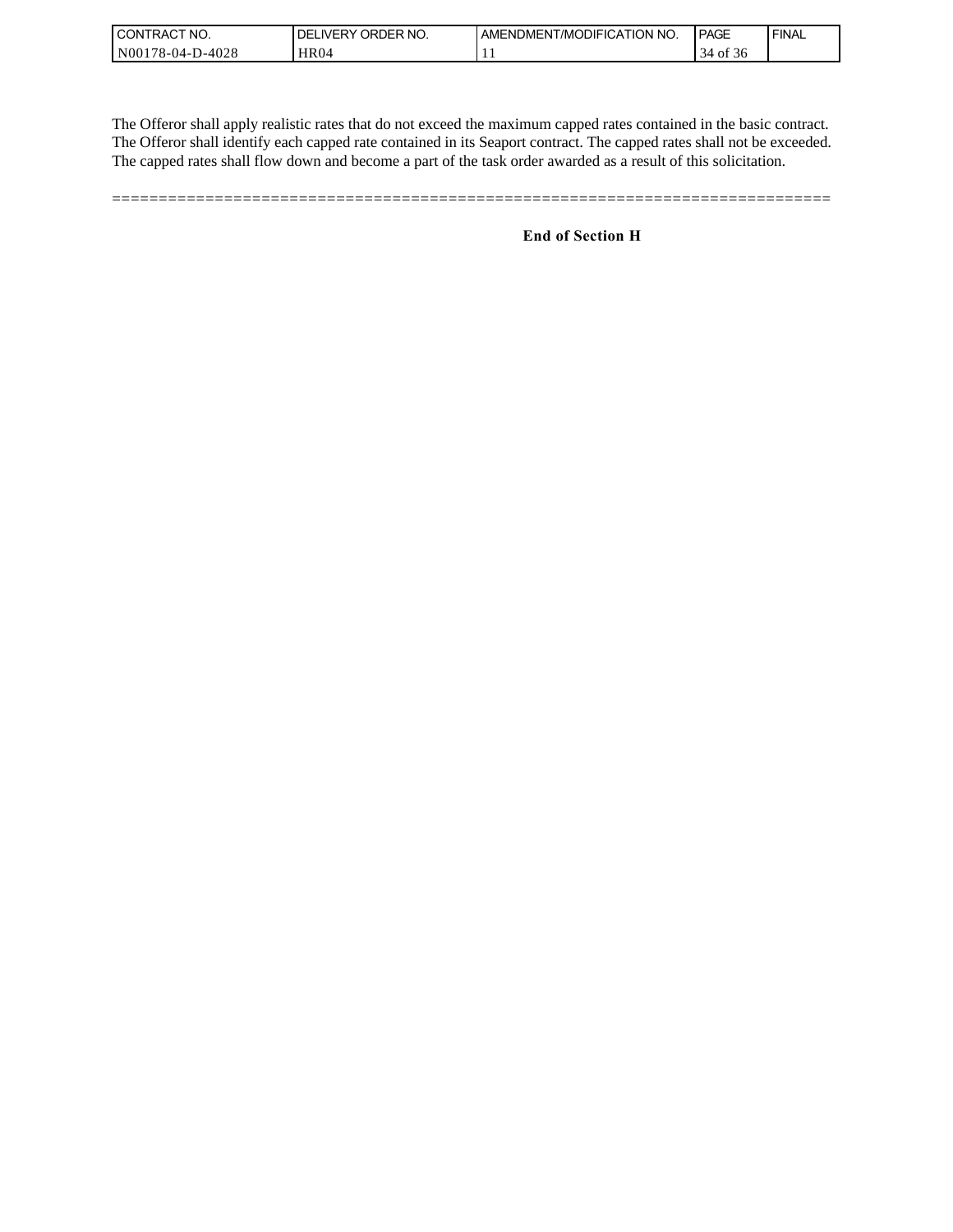The Offeror shall apply realistic rates that do not exceed the maximum capped rates contained in the basic contract. The Offeror shall identify each capped rate contained in its Seaport contract. The capped rates shall not be exceeded. The capped rates shall flow down and become a part of the task order awarded as a result of this solicitation.

==============================================================================

**End of Section H**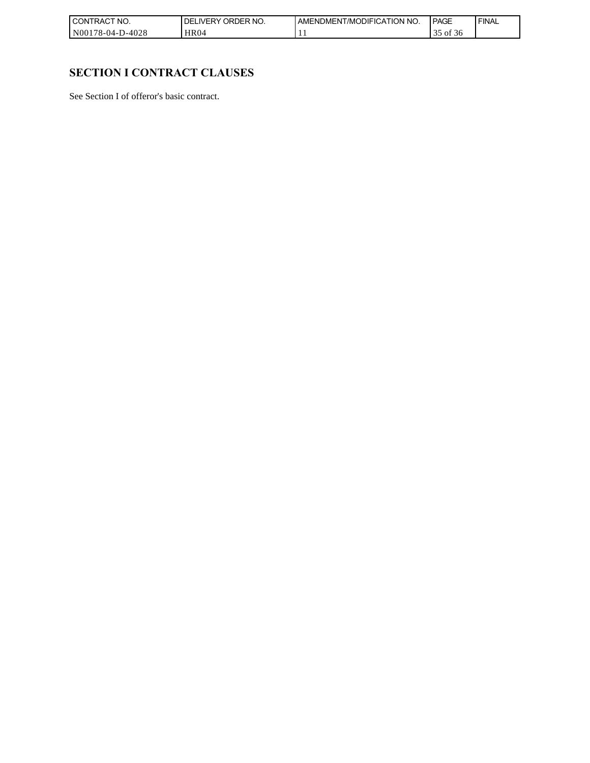# SECTION I CONTRACT CLAUSES

See Section I of offeror's basic contract.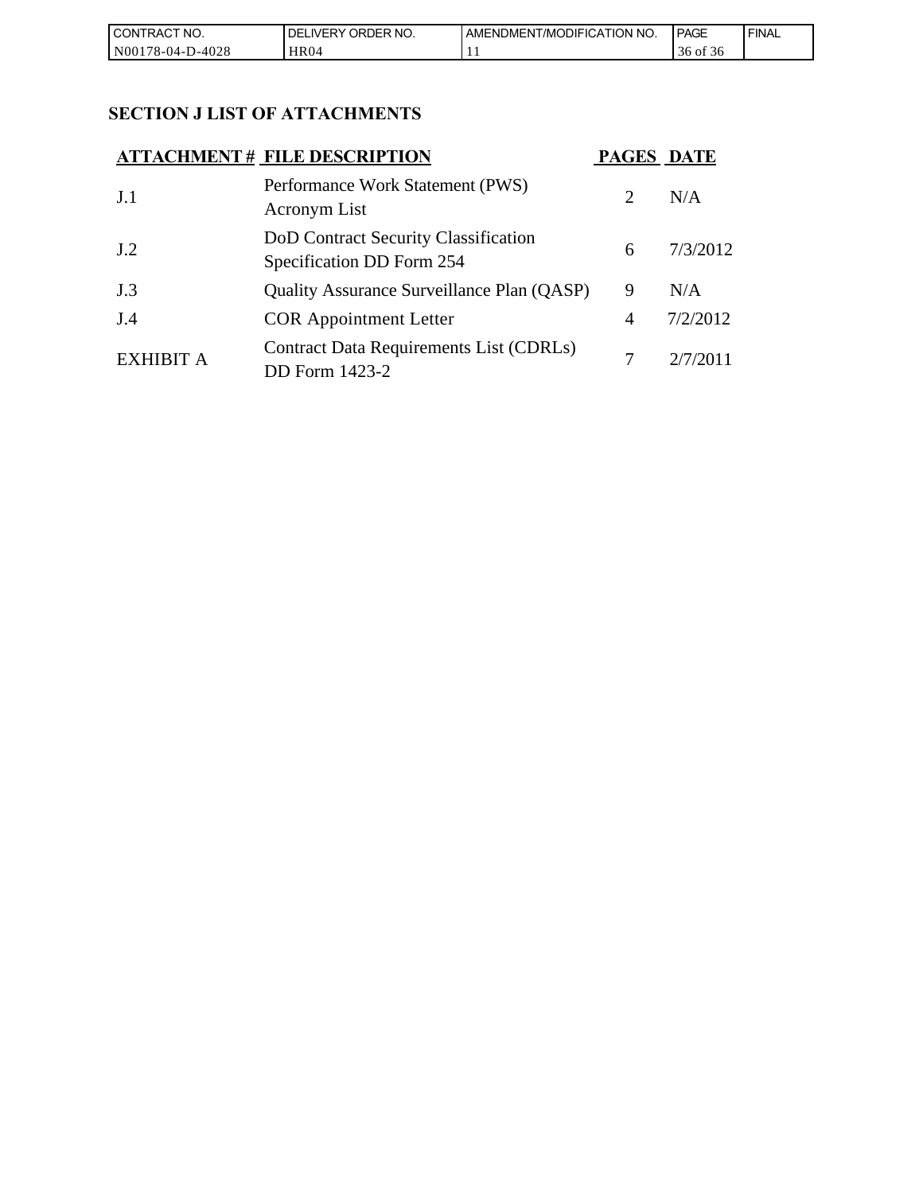## SECTION J LIST OF ATTACHMENTS

| ATTACHMENT # | FILE DESCRIPTION | PAGES | DATE |
|---|---|---|---|
| J.1 | Performance Work Statement (PWS) Acronym List | 2 | N/A |
| J.2 | DoD Contract Security Classification Specification DD Form 254 | 6 | 7/3/2012 |
| J.3 | Quality Assurance Surveillance Plan (QASP) | 9 | N/A |
| J.4 | COR Appointment Letter | 4 | 7/2/2012 |
| EXHIBIT A | Contract Data Requirements List (CDRLs) DD Form 1423-2 | 7 | 2/7/2011 |